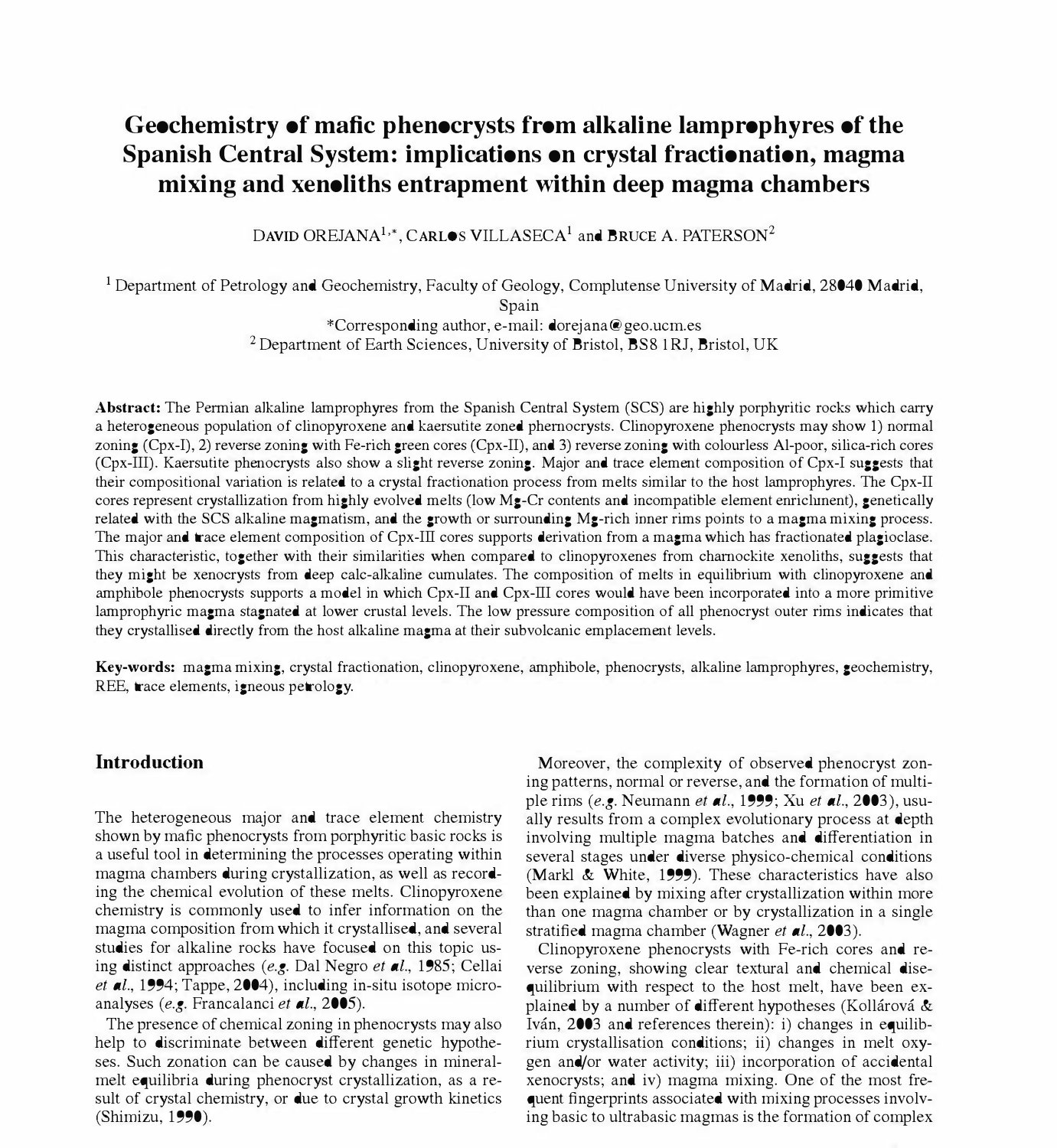# Geochemistry of mafic phenocrysts from alkaline lamprophyres of the Spanish Central System: implications on crystal fractionation, magma mixing and xenoliths entrapment within deep magma chambers

DAVID OREJANA[1,*], CARLOS VILLASECA[1] and BRUCE A. PATERSON[2]

[1] Department of Petrology and Geochemistry, Faculty of Geology, Complutense University of Madrid, 28040 Madrid, Spain

*Corresponding author, e-mail: dorejana@geo.ucm.es

[2] Department of Earth Sciences, University of Bristol, BS8 1RJ, Bristol, UK

**Abstract:** The Permian alkaline lamprophyres from the Spanish Central System (SCS) are highly porphyritic rocks which carry a heterogeneous population of clinopyroxene and kaersutite zoned phernocrysts. Clinopyroxene phenocrysts may show 1) normal zoning (Cpx-I), 2) reverse zoning with Fe-rich green cores (Cpx-II), and 3) reverse zoning with colourless Al-poor, silica-rich cores (Cpx-III). Kaersutite phenocrysts also show a slight reverse zoning. Major and trace element composition of Cpx-I suggests that their compositional variation is related to a crystal fractionation process from melts similar to the host lamprophyres. The Cpx-II cores represent crystallization from highly evolved melts (low Mg-Cr contents and incompatible element enrichment), genetically related with the SCS alkaline magmatism, and the growth or surrounding Mg-rich inner rims points to a magma mixing process. The major and trace element composition of Cpx-III cores supports derivation from a magma which has fractionated plagioclase. This characteristic, together with their similarities when compared to clinopyroxenes from charnockite xenoliths, suggests that they might be xenocrysts from deep calc-alkaline cumulates. The composition of melts in equilibrium with clinopyroxene and amphibole phenocrysts supports a model in which Cpx-II and Cpx-III cores would have been incorporated into a more primitive lamprophyric magma stagnated at lower crustal levels. The low pressure composition of all phenocryst outer rims indicates that they crystallised directly from the host alkaline magma at their subvolcanic emplacement levels.

**Key-words:** magma mixing, crystal fractionation, clinopyroxene, amphibole, phenocrysts, alkaline lamprophyres, geochemistry, REE, trace elements, igneous petrology.

## Introduction

The heterogeneous major and trace element chemistry shown by mafic phenocrysts from porphyritic basic rocks is a useful tool in determining the processes operating within magma chambers during crystallization, as well as recording the chemical evolution of these melts. Clinopyroxene chemistry is commonly used to infer information on the magma composition from which it crystallised, and several studies for alkaline rocks have focused on this topic using distinct approaches (*e.g.* Dal Negro *et al.*, 1985; Cellai *et al.*, 1994; Tappe, 2004), including in-situ isotope microanalyses (*e.g.* Francalanci *et al.*, 2005).

The presence of chemical zoning in phenocrysts may also help to discriminate between different genetic hypotheses. Such zonation can be caused by changes in mineral-melt equilibria during phenocryst crystallization, as a result of crystal chemistry, or due to crystal growth kinetics (Shimizu, 1990).

Moreover, the complexity of observed phenocryst zoning patterns, normal or reverse, and the formation of multiple rims (*e.g.* Neumann *et al.*, 1999; Xu *et al.*, 2003), usually results from a complex evolutionary process at depth involving multiple magma batches and differentiation in several stages under diverse physico-chemical conditions (Markl & White, 1999). These characteristics have also been explained by mixing after crystallization within more than one magma chamber or by crystallization in a single stratified magma chamber (Wagner *et al.*, 2003).

Clinopyroxene phenocrysts with Fe-rich cores and reverse zoning, showing clear textural and chemical disequilibrium with respect to the host melt, have been explained by a number of different hypotheses (Kollárová & Iván, 2003 and references therein): i) changes in equilibrium crystallisation conditions; ii) changes in melt oxygen and/or water activity; iii) incorporation of accidental xenocrysts; and iv) magma mixing. One of the most frequent fingerprints associated with mixing processes involving basic to ultrabasic magmas is the formation of complex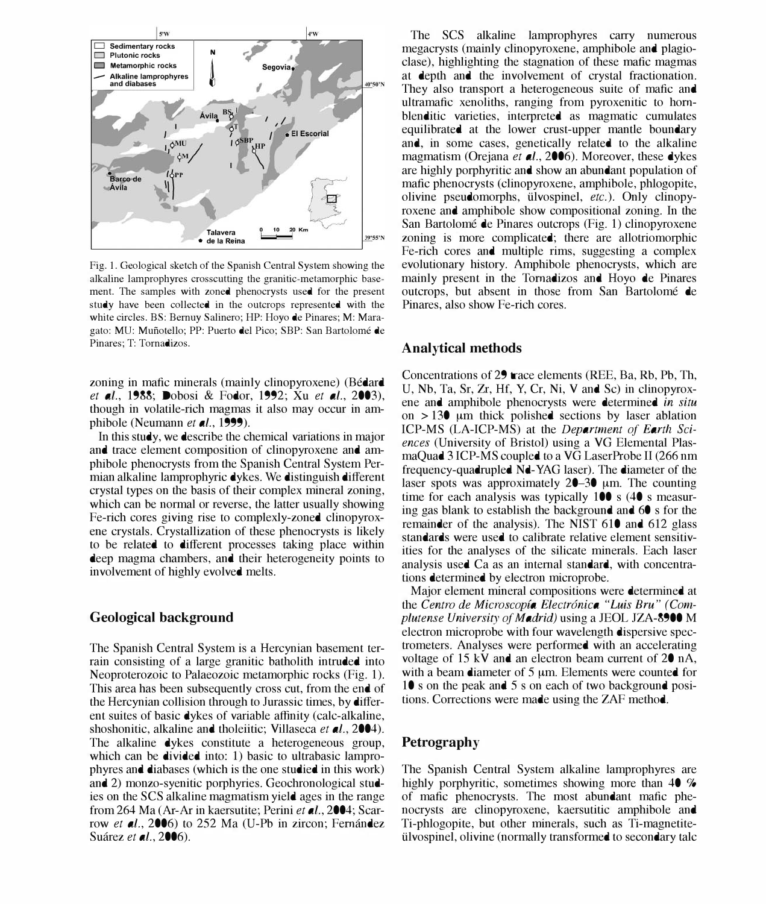Fig. 1. Geological sketch of the Spanish Central System showing the alkaline lamprophyres crosscutting the granitic-metamorphic basement. The samples with zoned phenocrysts used for the present study have been collected in the outcrops represented with the white circles. BS: Bernuy Salinero; HP: Hoyo de Pinares; M: Maragato: MU: Muñotello; PP: Puerto del Pico; SBP: San Bartolomé de Pinares; T: Tornadizos.

zoning in mafic minerals (mainly clinopyroxene) (Bédard *et al.*, 1988; Dobosi & Fodor, 1992; Xu *et al.*, 2003), though in volatile-rich magmas it also may occur in amphibole (Neumann *et al.*, 1999).

In this study, we describe the chemical variations in major and trace element composition of clinopyroxene and amphibole phenocrysts from the Spanish Central System Permian alkaline lamprophyric dykes. We distinguish different crystal types on the basis of their complex mineral zoning, which can be normal or reverse, the latter usually showing Fe-rich cores giving rise to complexly-zoned clinopyroxene crystals. Crystallization of these phenocrysts is likely to be related to different processes taking place within deep magma chambers, and their heterogeneity points to involvement of highly evolved melts.

## Geological background

The Spanish Central System is a Hercynian basement terrain consisting of a large granitic batholith intruded into Neoproterozoic to Palaeozoic metamorphic rocks (Fig. 1). This area has been subsequently cross cut, from the end of the Hercynian collision through to Jurassic times, by different suites of basic dykes of variable affinity (calc-alkaline, shoshonitic, alkaline and tholeiitic; Villaseca *et al.*, 2004). The alkaline dykes constitute a heterogeneous group, which can be divided into: 1) basic to ultrabasic lamprophyres and diabases (which is the one studied in this work) and 2) monzo-syenitic porphyries. Geochronological studies on the SCS alkaline magmatism yield ages in the range from 264 Ma (Ar-Ar in kaersutite; Perini *et al.*, 2004; Scarrow *et al.*, 2006) to 252 Ma (U-Pb in zircon; Fernández Suárez *et al.*, 2006).

The SCS alkaline lamprophyres carry numerous megacrysts (mainly clinopyroxene, amphibole and plagioclase), highlighting the stagnation of these mafic magmas at depth and the involvement of crystal fractionation. They also transport a heterogeneous suite of mafic and ultramafic xenoliths, ranging from pyroxenitic to hornblenditic varieties, interpreted as magmatic cumulates equilibrated at the lower crust-upper mantle boundary and, in some cases, genetically related to the alkaline magmatism (Orejana *et al.*, 2006). Moreover, these dykes are highly porphyritic and show an abundant population of mafic phenocrysts (clinopyroxene, amphibole, phlogopite, olivine pseudomorphs, ülvospinel, *etc.*). Only clinopyroxene and amphibole show compositional zoning. In the San Bartolomé de Pinares outcrops (Fig. 1) clinopyroxene zoning is more complicated; there are allotriomorphic Fe-rich cores and multiple rims, suggesting a complex evolutionary history. Amphibole phenocrysts, which are mainly present in the Tornadizos and Hoyo de Pinares outcrops, but absent in those from San Bartolomé de Pinares, also show Fe-rich cores.

## Analytical methods

Concentrations of 29 trace elements (REE, Ba, Rb, Pb, Th, U, Nb, Ta, Sr, Zr, Hf, Y, Cr, Ni, V and Sc) in clinopyroxene and amphibole phenocrysts were determined *in situ* on > 130 μm thick polished sections by laser ablation ICP-MS (LA-ICP-MS) at the *Department of Earth Sciences* (University of Bristol) using a VG Elemental PlasmaQuad 3 ICP-MS coupled to a VG LaserProbe II (266 nm frequency-quadrupled Nd-YAG laser). The diameter of the laser spots was approximately 20–30 μm. The counting time for each analysis was typically 100 s (40 s measuring gas blank to establish the background and 60 s for the remainder of the analysis). The NIST 610 and 612 glass standards were used to calibrate relative element sensitivities for the analyses of the silicate minerals. Each laser analysis used Ca as an internal standard, with concentrations determined by electron microprobe.

Major element mineral compositions were determined at the *Centro de Microscopía Electrónica "Luis Bru" (Complutense University of Madrid)* using a JEOL JZA-8900 M electron microprobe with four wavelength dispersive spectrometers. Analyses were performed with an accelerating voltage of 15 kV and an electron beam current of 20 nA, with a beam diameter of 5 μm. Elements were counted for 10 s on the peak and 5 s on each of two background positions. Corrections were made using the ZAF method.

## Petrography

The Spanish Central System alkaline lamprophyres are highly porphyritic, sometimes showing more than 40 % of mafic phenocrysts. The most abundant mafic phenocrysts are clinopyroxene, kaersutitic amphibole and Ti-phlogopite, but other minerals, such as Ti-magnetite-ülvospinel, olivine (normally transformed to secondary talc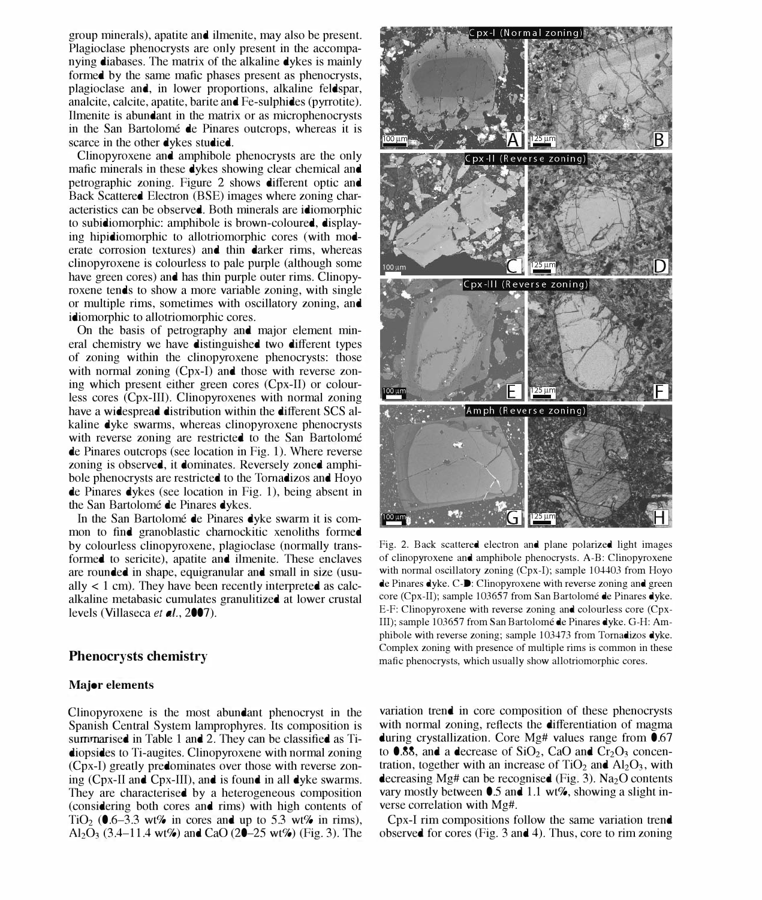group minerals), apatite and ilmenite, may also be present. Plagioclase phenocrysts are only present in the accompanying diabases. The matrix of the alkaline dykes is mainly formed by the same mafic phases present as phenocrysts, plagioclase and, in lower proportions, alkaline feldspar, analcite, calcite, apatite, barite and Fe-sulphides (pyrrotite). Ilmenite is abundant in the matrix or as microphenocrysts in the San Bartolomé de Pinares outcrops, whereas it is scarce in the other dykes studied.

Clinopyroxene and amphibole phenocrysts are the only mafic minerals in these dykes showing clear chemical and petrographic zoning. Figure 2 shows different optic and Back Scattered Electron (BSE) images where zoning characteristics can be observed. Both minerals are idiomorphic to subidiomorphic: amphibole is brown-coloured, displaying hipidiomorphic to allotriomorphic cores (with moderate corrosion textures) and thin darker rims, whereas clinopyroxene is colourless to pale purple (although some have green cores) and has thin purple outer rims. Clinopyroxene tends to show a more variable zoning, with single or multiple rims, sometimes with oscillatory zoning, and idiomorphic to allotriomorphic cores.

On the basis of petrography and major element mineral chemistry we have distinguished two different types of zoning within the clinopyroxene phenocrysts: those with normal zoning (Cpx-I) and those with reverse zoning which present either green cores (Cpx-II) or colourless cores (Cpx-III). Clinopyroxenes with normal zoning have a widespread distribution within the different SCS alkaline dyke swarms, whereas clinopyroxene phenocrysts with reverse zoning are restricted to the San Bartolomé de Pinares outcrops (see location in Fig. 1). Where reverse zoning is observed, it dominates. Reversely zoned amphibole phenocrysts are restricted to the Tornadizos and Hoyo de Pinares dykes (see location in Fig. 1), being absent in the San Bartolomé de Pinares dykes.

In the San Bartolomé de Pinares dyke swarm it is common to find granoblastic charnockitic xenoliths formed by colourless clinopyroxene, plagioclase (normally transformed to sericite), apatite and ilmenite. These enclaves are rounded in shape, equigranular and small in size (usually < 1 cm). They have been recently interpreted as calc-alkaline metabasic cumulates granulitized at lower crustal levels (Villaseca *et al.*, 2007).

Fig. 2. Back scattered electron and plane polarized light images of clinopyroxene and amphibole phenocrysts. A-B: Clinopyroxene with normal oscillatory zoning (Cpx-I); sample 104403 from Hoyo de Pinares dyke. C-D: Clinopyroxene with reverse zoning and green core (Cpx-II); sample 103657 from San Bartolomé de Pinares dyke. E-F: Clinopyroxene with reverse zoning and colourless core (Cpx-III); sample 103657 from San Bartolomé de Pinares dyke. G-H: Amphibole with reverse zoning; sample 103473 from Tornadizos dyke. Complex zoning with presence of multiple rims is common in these mafic phenocrysts, which usually show allotriomorphic cores.

## Phenocrysts chemistry

### Major elements

Clinopyroxene is the most abundant phenocryst in the Spanish Central System lamprophyres. Its composition is summarised in Table 1 and 2. They can be classified as Ti-diopsides to Ti-augites. Clinopyroxene with normal zoning (Cpx-I) greatly predominates over those with reverse zoning (Cpx-II and Cpx-III), and is found in all dyke swarms. They are characterised by a heterogeneous composition (considering both cores and rims) with high contents of $TiO_2$ (0.6–3.3 wt% in cores and up to 5.3 wt% in rims), $Al_2O_3$ (3.4–11.4 wt%) and CaO (20–25 wt%) (Fig. 3). The variation trend in core composition of these phenocrysts with normal zoning, reflects the differentiation of magma during crystallization. Core Mg# values range from 0.67 to 0.88, and a decrease of $SiO_2$, CaO and $Cr_2O_3$ concentration, together with an increase of $TiO_2$ and $Al_2O_3$, with decreasing Mg# can be recognised (Fig. 3). $Na_2O$ contents vary mostly between 0.5 and 1.1 wt%, showing a slight inverse correlation with Mg#.

Cpx-I rim compositions follow the same variation trend observed for cores (Fig. 3 and 4). Thus, core to rim zoning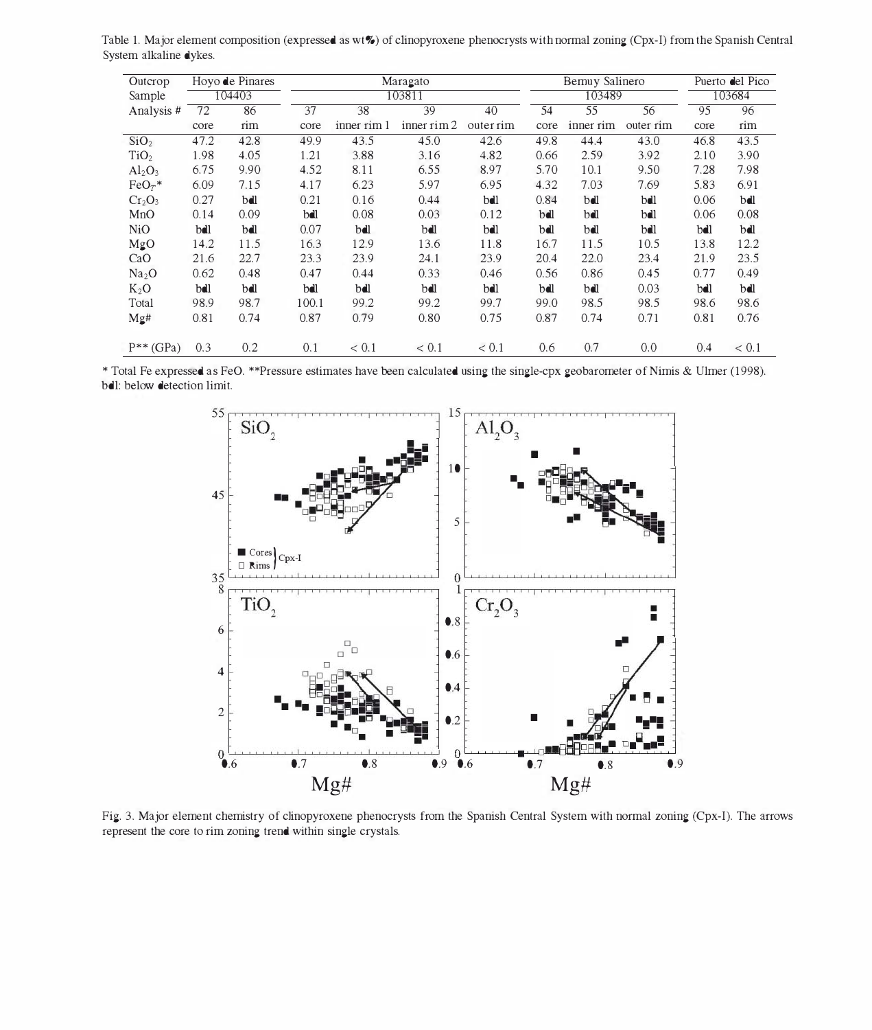Table 1. Major element composition (expressed as wt%) of clinopyroxene phenocrysts with normal zoning (Cpx-I) from the Spanish Central System alkaline dykes.

| Outcrop | Hoyo de Pinares | | Maragato | | | | Bernuy Salinero | | | Puerto del Pico | |
|---|---|---|---|---|---|---|---|---|---|---|---|
| Sample | 104403 | | 103811 | | | | 103489 | | | 103684 | |
| Analysis # | 72 | 86 | 37 | 38 | 39 | 40 | 54 | 55 | 56 | 95 | 96 |
| | core | rim | core | inner rim 1 | inner rim 2 | outer rim | core | inner rim | outer rim | core | rim |
| $SiO_2$ | 47.2 | 42.8 | 49.9 | 43.5 | 45.0 | 42.6 | 49.8 | 44.4 | 43.0 | 46.8 | 43.5 |
| $TiO_2$ | 1.98 | 4.05 | 1.21 | 3.88 | 3.16 | 4.82 | 0.66 | 2.59 | 3.92 | 2.10 | 3.90 |
| $Al_2O_3$ | 6.75 | 9.90 | 4.52 | 8.11 | 6.55 | 8.97 | 5.70 | 10.1 | 9.50 | 7.28 | 7.98 |
| $FeO_T$* | 6.09 | 7.15 | 4.17 | 6.23 | 5.97 | 6.95 | 4.32 | 7.03 | 7.69 | 5.83 | 6.91 |
| $Cr_2O_3$ | 0.27 | bdl | 0.21 | 0.16 | 0.44 | bdl | 0.84 | bdl | bdl | 0.06 | bdl |
| MnO | 0.14 | 0.09 | bdl | 0.08 | 0.03 | 0.12 | bdl | bdl | bdl | 0.06 | 0.08 |
| NiO | bdl | bdl | 0.07 | bdl | bdl | bdl | bdl | bdl | bdl | bdl | bdl |
| MgO | 14.2 | 11.5 | 16.3 | 12.9 | 13.6 | 11.8 | 16.7 | 11.5 | 10.5 | 13.8 | 12.2 |
| CaO | 21.6 | 22.7 | 23.3 | 23.9 | 24.1 | 23.9 | 20.4 | 22.0 | 23.4 | 21.9 | 23.5 |
| $Na_2O$ | 0.62 | 0.48 | 0.47 | 0.44 | 0.33 | 0.46 | 0.56 | 0.86 | 0.45 | 0.77 | 0.49 |
| $K_2O$ | bdl | bdl | bdl | bdl | bdl | bdl | bdl | bdl | 0.03 | bdl | bdl |
| Total | 98.9 | 98.7 | 100.1 | 99.2 | 99.2 | 99.7 | 99.0 | 98.5 | 98.5 | 98.6 | 98.6 |
| Mg# | 0.81 | 0.74 | 0.87 | 0.79 | 0.80 | 0.75 | 0.87 | 0.74 | 0.71 | 0.81 | 0.76 |
| P** (GPa) | 0.3 | 0.2 | 0.1 | < 0.1 | < 0.1 | < 0.1 | 0.6 | 0.7 | 0.0 | 0.4 | < 0.1 |

\* Total Fe expressed as FeO. **Pressure estimates have been calculated using the single-cpx geobarometer of Nimis & Ulmer (1998). bdl: below detection limit.

Fig. 3. Major element chemistry of clinopyroxene phenocrysts from the Spanish Central System with normal zoning (Cpx-I). The arrows represent the core to rim zoning trend within single crystals.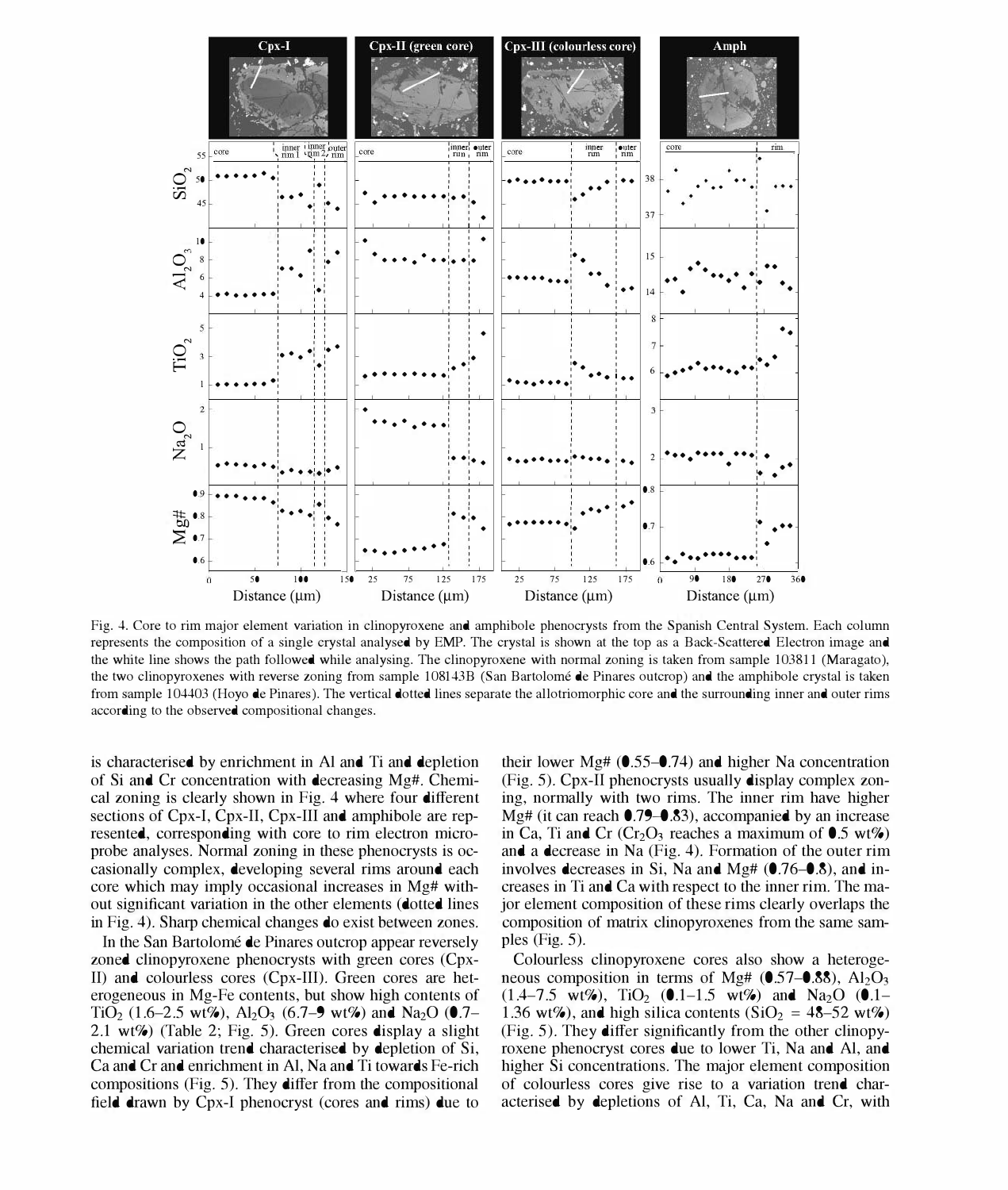Fig. 4. Core to rim major element variation in clinopyroxene and amphibole phenocrysts from the Spanish Central System. Each column represents the composition of a single crystal analysed by EMP. The crystal is shown at the top as a Back-Scattered Electron image and the white line shows the path followed while analysing. The clinopyroxene with normal zoning is taken from sample 103811 (Maragato), the two clinopyroxenes with reverse zoning from sample 108143B (San Bartolomé de Pinares outcrop) and the amphibole crystal is taken from sample 104403 (Hoyo de Pinares). The vertical dotted lines separate the allotriomorphic core and the surrounding inner and outer rims according to the observed compositional changes.

is characterised by enrichment in Al and Ti and depletion of Si and Cr concentration with decreasing Mg#. Chemical zoning is clearly shown in Fig. 4 where four different sections of Cpx-I, Cpx-II, Cpx-III and amphibole are represented, corresponding with core to rim electron microprobe analyses. Normal zoning in these phenocrysts is occasionally complex, developing several rims around each core which may imply occasional increases in Mg# without significant variation in the other elements (dotted lines in Fig. 4). Sharp chemical changes do exist between zones.

In the San Bartolomé de Pinares outcrop appear reversely zoned clinopyroxene phenocrysts with green cores (Cpx-II) and colourless cores (Cpx-III). Green cores are heterogeneous in Mg-Fe contents, but show high contents of $TiO_2$ (1.6–2.5 wt%), $Al_2O_3$ (6.7–9 wt%) and $Na_2O$ (0.7–2.1 wt%) (Table 2; Fig. 5). Green cores display a slight chemical variation trend characterised by depletion of Si, Ca and Cr and enrichment in Al, Na and Ti towards Fe-rich compositions (Fig. 5). They differ from the compositional field drawn by Cpx-I phenocryst (cores and rims) due to their lower Mg# (0.55–0.74) and higher Na concentration (Fig. 5). Cpx-II phenocrysts usually display complex zoning, normally with two rims. The inner rim have higher Mg# (it can reach 0.79–0.83), accompanied by an increase in Ca, Ti and Cr ($Cr_2O_3$ reaches a maximum of 0.5 wt%) and a decrease in Na (Fig. 4). Formation of the outer rim involves decreases in Si, Na and Mg# (0.76–0.8), and increases in Ti and Ca with respect to the inner rim. The major element composition of these rims clearly overlaps the composition of matrix clinopyroxenes from the same samples (Fig. 5).

Colourless clinopyroxene cores also show a heterogeneous composition in terms of Mg# (0.57–0.88), $Al_2O_3$ (1.4–7.5 wt%), $TiO_2$ (0.1–1.5 wt%) and $Na_2O$ (0.1–1.36 wt%), and high silica contents ($SiO_2$ = 48–52 wt%) (Fig. 5). They differ significantly from the other clinopyroxene phenocryst cores due to lower Ti, Na and Al, and higher Si concentrations. The major element composition of colourless cores give rise to a variation trend characterised by depletions of Al, Ti, Ca, Na and Cr, with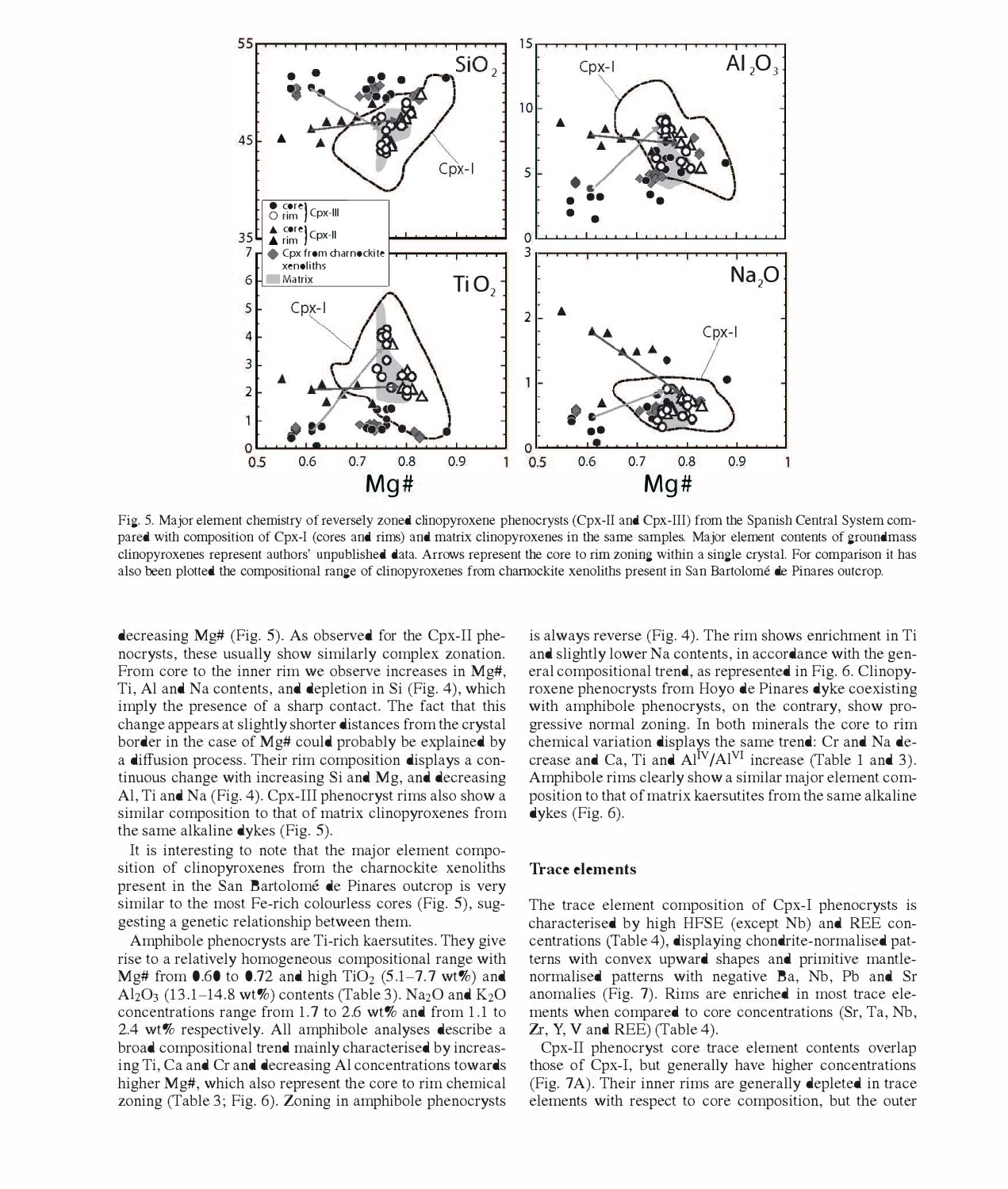Fig. 5. Major element chemistry of reversely zoned clinopyroxene phenocrysts (Cpx-II and Cpx-III) from the Spanish Central System compared with composition of Cpx-I (cores and rims) and matrix clinopyroxenes in the same samples. Major element contents of groundmass clinopyroxenes represent authors' unpublished data. Arrows represent the core to rim zoning within a single crystal. For comparison it has also been plotted the compositional range of clinopyroxenes from charnockite xenoliths present in San Bartolomé de Pinares outcrop.

decreasing Mg# (Fig. 5). As observed for the Cpx-II phenocrysts, these usually show similarly complex zonation. From core to the inner rim we observe increases in Mg#, Ti, Al and Na contents, and depletion in Si (Fig. 4), which imply the presence of a sharp contact. The fact that this change appears at slightly shorter distances from the crystal border in the case of Mg# could probably be explained by a diffusion process. Their rim composition displays a continuous change with increasing Si and Mg, and decreasing Al, Ti and Na (Fig. 4). Cpx-III phenocryst rims also show a similar composition to that of matrix clinopyroxenes from the same alkaline dykes (Fig. 5).

It is interesting to note that the major element composition of clinopyroxenes from the charnockite xenoliths present in the San Bartolomé de Pinares outcrop is very similar to the most Fe-rich colourless cores (Fig. 5), suggesting a genetic relationship between them.

Amphibole phenocrysts are Ti-rich kaersutites. They give rise to a relatively homogeneous compositional range with Mg# from 0.60 to 0.72 and high $TiO_2$ (5.1–7.7 wt%) and $Al_2O_3$ (13.1–14.8 wt%) contents (Table 3). $Na_2O$ and $K_2O$ concentrations range from 1.7 to 2.6 wt% and from 1.1 to 2.4 wt% respectively. All amphibole analyses describe a broad compositional trend mainly characterised by increasing Ti, Ca and Cr and decreasing Al concentrations towards higher Mg#, which also represent the core to rim chemical zoning (Table 3; Fig. 6). Zoning in amphibole phenocrysts is always reverse (Fig. 4). The rim shows enrichment in Ti and slightly lower Na contents, in accordance with the general compositional trend, as represented in Fig. 6. Clinopyroxene phenocrysts from Hoyo de Pinares dyke coexisting with amphibole phenocrysts, on the contrary, show progressive normal zoning. In both minerals the core to rim chemical variation displays the same trend: Cr and Na decrease and Ca, Ti and $Al^{IV}/Al^{VI}$ increase (Table 1 and 3). Amphibole rims clearly show a similar major element composition to that of matrix kaersutites from the same alkaline dykes (Fig. 6).

## Trace elements

The trace element composition of Cpx-I phenocrysts is characterised by high HFSE (except Nb) and REE concentrations (Table 4), displaying chondrite-normalised patterns with convex upward shapes and primitive mantle-normalised patterns with negative Ba, Nb, Pb and Sr anomalies (Fig. 7). Rims are enriched in most trace elements when compared to core concentrations (Sr, Ta, Nb, Zr, Y, V and REE) (Table 4).

Cpx-II phenocryst core trace element contents overlap those of Cpx-I, but generally have higher concentrations (Fig. 7A). Their inner rims are generally depleted in trace elements with respect to core composition, but the outer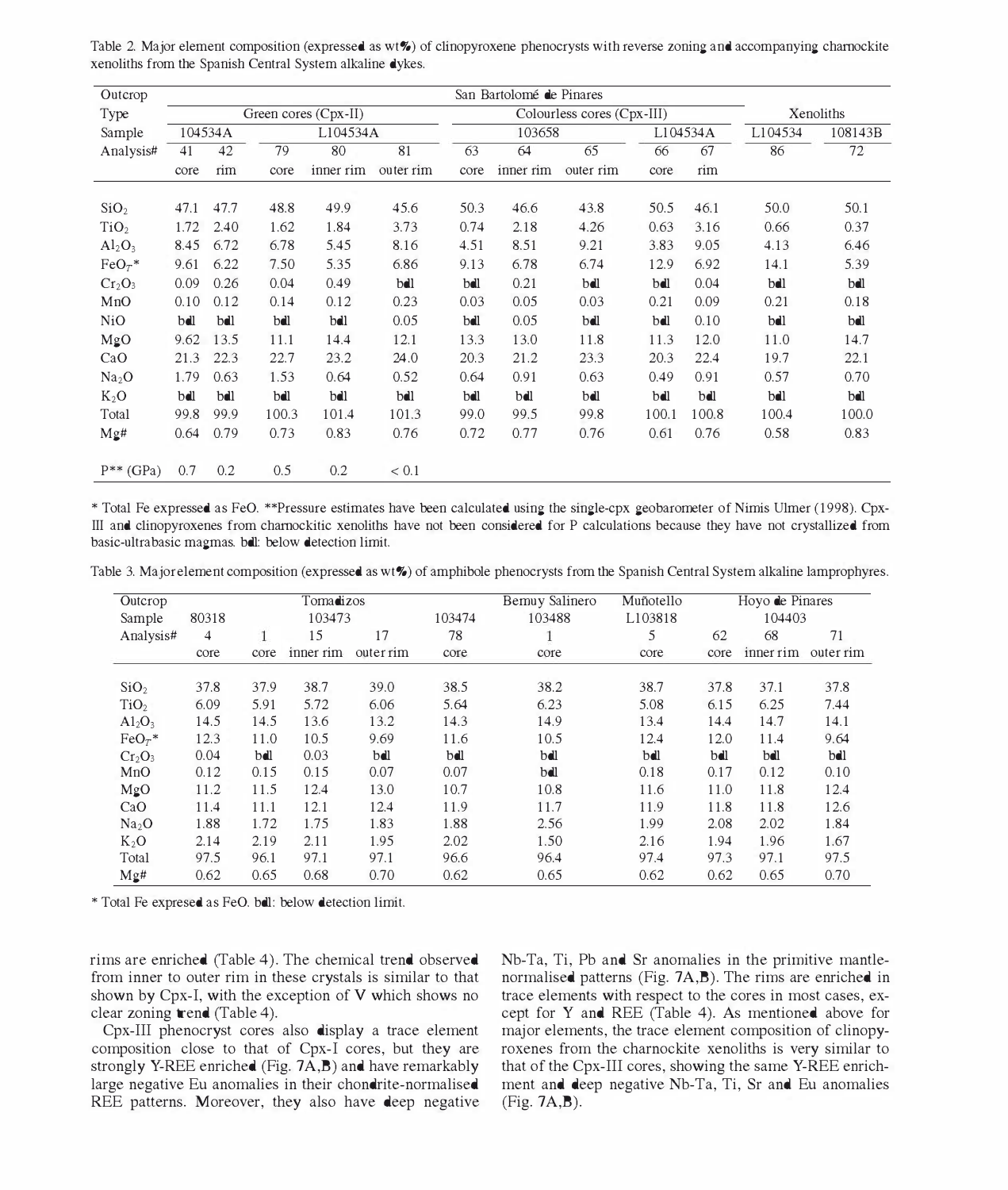Table 2. Major element composition (expressed as wt%) of clinopyroxene phenocrysts with reverse zoning and accompanying charnockite xenoliths from the Spanish Central System alkaline dykes.

| Outcrop | San Bartolomé de Pinares | | | | | | | | | | | | |
|---|---|---|---|---|---|---|---|---|---|---|---|---|---|
| Type | Green cores (Cpx-II) | | | | | Colourless cores (Cpx-III) | | | | | Xenoliths | |
| Sample | 104534A | | L104534A | | | 103658 | | | L104534A | | L104534 | 108143B |
| Analysis# | 41 | 42 | 79 | 80 | 81 | 63 | 64 | 65 | 66 | 67 | 86 | 72 |
| | core | rim | core | inner rim | outer rim | core | inner rim | outer rim | core | rim | | |
| $SiO_2$ | 47.1 | 47.7 | 48.8 | 49.9 | 45.6 | 50.3 | 46.6 | 43.8 | 50.5 | 46.1 | 50.0 | 50.1 |
| $TiO_2$ | 1.72 | 2.40 | 1.62 | 1.84 | 3.73 | 0.74 | 2.18 | 4.26 | 0.63 | 3.16 | 0.66 | 0.37 |
| $Al_2O_3$ | 8.45 | 6.72 | 6.78 | 5.45 | 8.16 | 4.51 | 8.51 | 9.21 | 3.83 | 9.05 | 4.13 | 6.46 |
| $FeO_T$* | 9.61 | 6.22 | 7.50 | 5.35 | 6.86 | 9.13 | 6.78 | 6.74 | 12.9 | 6.92 | 14.1 | 5.39 |
| $Cr_2O_3$ | 0.09 | 0.26 | 0.04 | 0.49 | bdl | bdl | 0.21 | bdl | bdl | 0.04 | bdl | bdl |
| MnO | 0.10 | 0.12 | 0.14 | 0.12 | 0.23 | 0.03 | 0.05 | 0.03 | 0.21 | 0.09 | 0.21 | 0.18 |
| NiO | bdl | bdl | bdl | bdl | 0.05 | bdl | 0.05 | bdl | bdl | 0.10 | bdl | bdl |
| MgO | 9.62 | 13.5 | 11.1 | 14.4 | 12.1 | 13.3 | 13.0 | 11.8 | 11.3 | 12.0 | 11.0 | 14.7 |
| CaO | 21.3 | 22.3 | 22.7 | 23.2 | 24.0 | 20.3 | 21.2 | 23.3 | 20.3 | 22.4 | 19.7 | 22.1 |
| $Na_2O$ | 1.79 | 0.63 | 1.53 | 0.64 | 0.52 | 0.64 | 0.91 | 0.63 | 0.49 | 0.91 | 0.57 | 0.70 |
| $K_2O$ | bdl | bdl | bdl | bdl | bdl | bdl | bdl | bdl | bdl | bdl | bdl | bdl |
| Total | 99.8 | 99.9 | 100.3 | 101.4 | 101.3 | 99.0 | 99.5 | 99.8 | 100.1 | 100.8 | 100.4 | 100.0 |
| Mg# | 0.64 | 0.79 | 0.73 | 0.83 | 0.76 | 0.72 | 0.77 | 0.76 | 0.61 | 0.76 | 0.58 | 0.83 |
| P** (GPa) | 0.7 | 0.2 | 0.5 | 0.2 | < 0.1 | | | | | | | |

\* Total Fe expressed as FeO. **Pressure estimates have been calculated using the single-cpx geobarometer of Nimis Ulmer (1998). Cpx-III and clinopyroxenes from charnockitic xenoliths have not been considered for P calculations because they have not crystallized from basic-ultrabasic magmas. bdl: below detection limit.

Table 3. Major element composition (expressed as wt%) of amphibole phenocrysts from the Spanish Central System alkaline lamprophyres.

| Outcrop | Tomadizos | | | | | Bernuy Salinero | Muñotello | Hoyo de Pinares | | |
|---|---|---|---|---|---|---|---|---|---|---|
| Sample | 80318 | 103473 | | | 103474 | 103488 | L103818 | 104403 | | |
| Analysis# | 4 | 1 | 15 | 17 | 78 | 1 | 5 | 62 | 68 | 71 |
| | core | core | inner rim | outer rim | core | core | core | core | inner rim | outer rim |
| $SiO_2$ | 37.8 | 37.9 | 38.7 | 39.0 | 38.5 | 38.2 | 38.7 | 37.8 | 37.1 | 37.8 |
| $TiO_2$ | 6.09 | 5.91 | 5.72 | 6.06 | 5.64 | 6.23 | 5.08 | 6.15 | 6.25 | 7.44 |
| $Al_2O_3$ | 14.5 | 14.5 | 13.6 | 13.2 | 14.3 | 14.9 | 13.4 | 14.4 | 14.7 | 14.1 |
| $FeO_T$* | 12.3 | 11.0 | 10.5 | 9.69 | 11.6 | 10.5 | 12.4 | 12.0 | 11.4 | 9.64 |
| $Cr_2O_3$ | 0.04 | bdl | 0.03 | bdl | bdl | bdl | bdl | bdl | bdl | bdl |
| MnO | 0.12 | 0.15 | 0.15 | 0.07 | 0.07 | bdl | 0.18 | 0.17 | 0.12 | 0.10 |
| MgO | 11.2 | 11.5 | 12.4 | 13.0 | 10.7 | 10.8 | 11.6 | 11.0 | 11.8 | 12.4 |
| CaO | 11.4 | 11.1 | 12.1 | 12.4 | 11.9 | 11.7 | 11.9 | 11.8 | 11.8 | 12.6 |
| $Na_2O$ | 1.88 | 1.72 | 1.75 | 1.83 | 1.88 | 2.56 | 1.99 | 2.08 | 2.02 | 1.84 |
| $K_2O$ | 2.14 | 2.19 | 2.11 | 1.95 | 2.02 | 1.50 | 2.16 | 1.94 | 1.96 | 1.67 |
| Total | 97.5 | 96.1 | 97.1 | 97.1 | 96.6 | 96.4 | 97.4 | 97.3 | 97.1 | 97.5 |
| Mg# | 0.62 | 0.65 | 0.68 | 0.70 | 0.62 | 0.65 | 0.62 | 0.62 | 0.65 | 0.70 |

\* Total Fe expresed as FeO. bdl: below detection limit.

rims are enriched (Table 4). The chemical trend observed from inner to outer rim in these crystals is similar to that shown by Cpx-I, with the exception of V which shows no clear zoning trend (Table 4).

Cpx-III phenocryst cores also display a trace element composition close to that of Cpx-I cores, but they are strongly Y-REE enriched (Fig. 7A,B) and have remarkably large negative Eu anomalies in their chondrite-normalised REE patterns. Moreover, they also have deep negative Nb-Ta, Ti, Pb and Sr anomalies in the primitive mantle-normalised patterns (Fig. 7A,B). The rims are enriched in trace elements with respect to the cores in most cases, except for Y and REE (Table 4). As mentioned above for major elements, the trace element composition of clinopyroxenes from the charnockite xenoliths is very similar to that of the Cpx-III cores, showing the same Y-REE enrichment and deep negative Nb-Ta, Ti, Sr and Eu anomalies (Fig. 7A,B).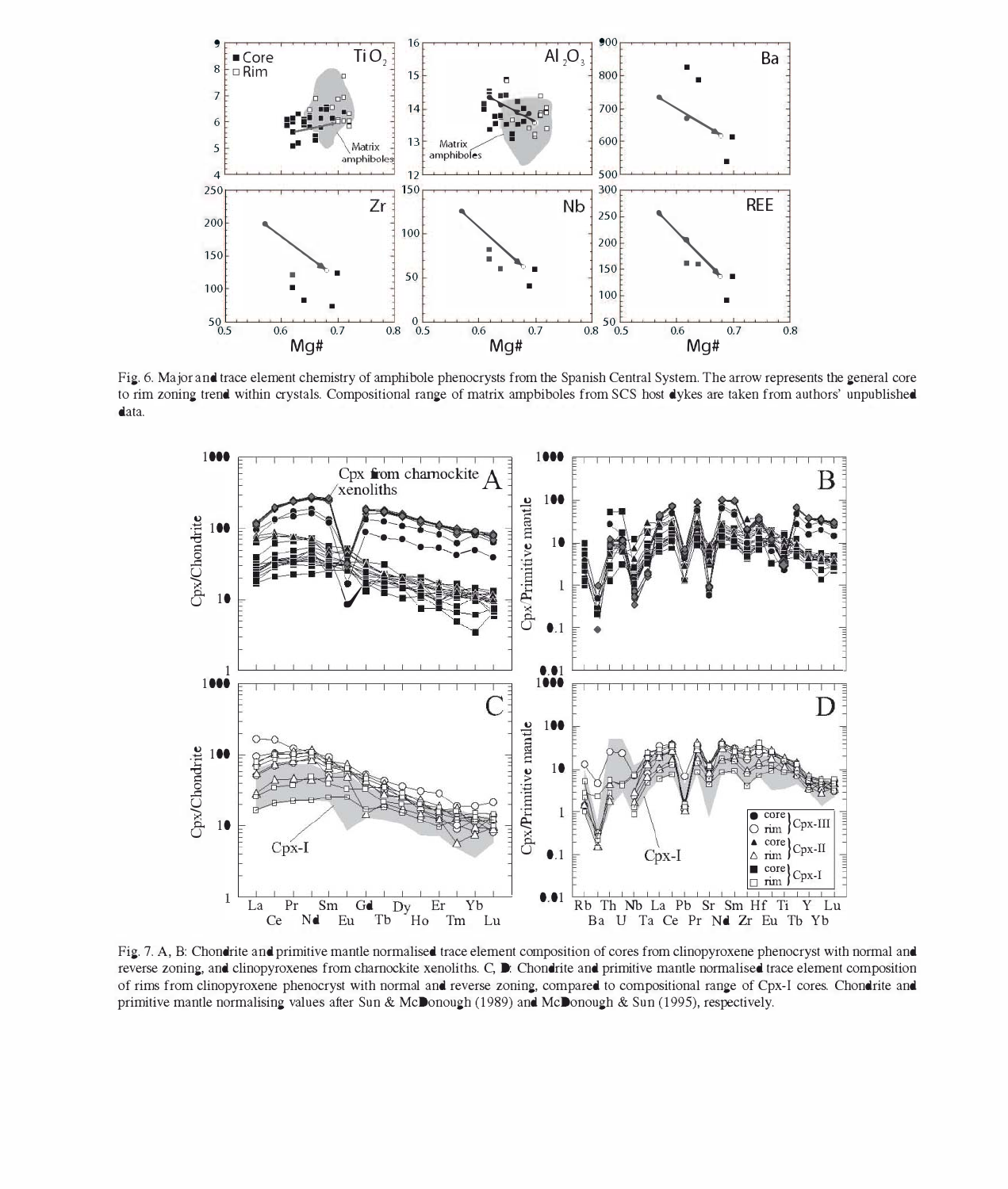Fig. 6. Major and trace element chemistry of amphibole phenocrysts from the Spanish Central System. The arrow represents the general core to rim zoning trend within crystals. Compositional range of matrix ampbiboles from SCS host dykes are taken from authors' unpublished data.

Fig. 7. A, B: Chondrite and primitive mantle normalised trace element composition of cores from clinopyroxene phenocryst with normal and reverse zoning, and clinopyroxenes from charnockite xenoliths. C, D: Chondrite and primitive mantle normalised trace element composition of rims from clinopyroxene phenocryst with normal and reverse zoning, compared to compositional range of Cpx-I cores. Chondrite and primitive mantle normalising values after Sun & McDonough (1989) and McDonough & Sun (1995), respectively.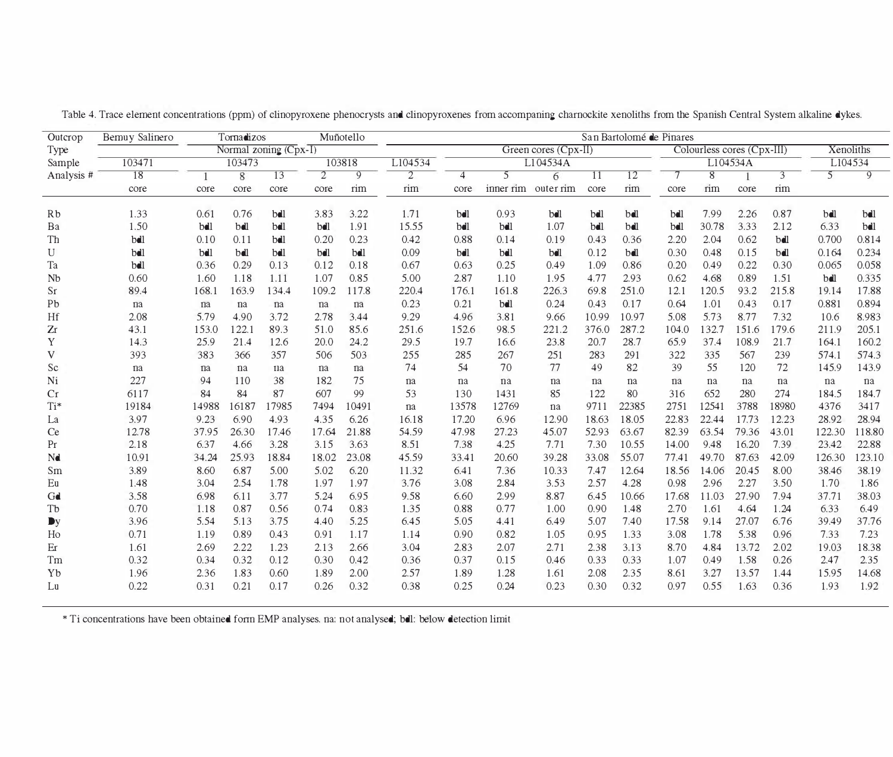Table 4. Trace element concentrations (ppm) of clinopyroxene phenocrysts and clinopyroxenes from accompaning charnockite xenoliths from the Spanish Central System alkaline dykes.

| Outcrop | Bemuy Salinero | Tornadizos | | | Muñotello | | San Bartolomé de Pinares | | | | | | | | | | | |
|---|---|---|---|---|---|---|---|---|---|---|---|---|---|---|---|---|---|---|
| Type | | Normal zoning (Cpx-I) | | | | | | Green cores (Cpx-II) | | | | | Colourless cores (Cpx-III) | | | | Xenoliths | |
| Sample | 103471 | 103473 | | | 103818 | | L104534 | L104534A | | | | | L104534A | | | | L104534 | |
| Analysis # | 18 | 1 | 8 | 13 | 2 | 9 | 2 | 4 | 5 | 6 | 11 | 12 | 7 | 8 | 1 | 3 | 5 | 9 |
| | core | core | core | core | core | rim | rim | core | inner rim | outer rim | core | rim | core | rim | core | rim | | |
| Rb | 1.33 | 0.61 | 0.76 | bdl | 3.83 | 3.22 | 1.71 | bdl | 0.93 | bdl | bdl | bdl | bdl | 7.99 | 2.26 | 0.87 | bdl | bdl |
| Ba | 1.50 | bdl | bdl | bdl | bdl | 1.91 | 15.55 | bdl | bdl | 1.07 | bdl | bdl | bdl | 30.78 | 3.33 | 2.12 | 6.33 | bdl |
| Th | bdl | 0.10 | 0.11 | bdl | 0.20 | 0.23 | 0.42 | 0.88 | 0.14 | 0.19 | 0.43 | 0.36 | 2.20 | 2.04 | 0.62 | bdl | 0.700 | 0.814 |
| U | bdl | bdl | bdl | bdl | bdl | bdl | 0.09 | bdl | bdl | bdl | 0.12 | bdl | 0.30 | 0.48 | 0.15 | bdl | 0.164 | 0.234 |
| Ta | bdl | 0.36 | 0.29 | 0.13 | 0.12 | 0.18 | 0.67 | 0.63 | 0.25 | 0.49 | 1.09 | 0.86 | 0.20 | 0.49 | 0.22 | 0.30 | 0.065 | 0.058 |
| Nb | 0.60 | 1.60 | 1.18 | 1.11 | 1.07 | 0.85 | 5.00 | 2.87 | 1.10 | 1.95 | 4.77 | 2.93 | 0.62 | 4.68 | 0.89 | 1.51 | bdl | 0.335 |
| Sr | 89.4 | 168.1 | 163.9 | 134.4 | 109.2 | 117.8 | 220.4 | 176.1 | 161.8 | 226.3 | 69.8 | 251.0 | 12.1 | 120.5 | 93.2 | 215.8 | 19.14 | 17.88 |
| Pb | na | na | na | na | na | na | 0.23 | 0.21 | bdl | 0.24 | 0.43 | 0.17 | 0.64 | 1.01 | 0.43 | 0.17 | 0.881 | 0.894 |
| Hf | 2.08 | 5.79 | 4.90 | 3.72 | 2.78 | 3.44 | 9.29 | 4.96 | 3.81 | 9.66 | 10.99 | 10.97 | 5.08 | 5.73 | 8.77 | 7.32 | 10.6 | 8.983 |
| Zr | 43.1 | 153.0 | 122.1 | 89.3 | 51.0 | 85.6 | 251.6 | 152.6 | 98.5 | 221.2 | 376.0 | 287.2 | 104.0 | 132.7 | 151.6 | 179.6 | 211.9 | 205.1 |
| Y | 14.3 | 25.9 | 21.4 | 12.6 | 20.0 | 24.2 | 29.5 | 19.7 | 16.6 | 23.8 | 20.7 | 28.7 | 65.9 | 37.4 | 108.9 | 21.7 | 164.1 | 160.2 |
| V | 393 | 383 | 366 | 357 | 506 | 503 | 255 | 285 | 267 | 251 | 283 | 291 | 322 | 335 | 567 | 239 | 574.1 | 574.3 |
| Sc | na | na | na | na | na | na | 74 | 54 | 70 | 77 | 49 | 82 | 39 | 55 | 120 | 72 | 145.9 | 143.9 |
| Ni | 227 | 94 | 110 | 38 | 182 | 75 | na | na | na | na | na | na | na | na | na | na | na | na |
| Cr | 6117 | 84 | 84 | 87 | 607 | 99 | 53 | 130 | 1431 | 85 | 122 | 80 | 316 | 652 | 280 | 274 | 184.5 | 184.7 |
| Ti* | 19184 | 14988 | 16187 | 17985 | 7494 | 10491 | na | 13578 | 12769 | na | 9711 | 22385 | 2751 | 12541 | 3788 | 18980 | 4376 | 3417 |
| La | 3.97 | 9.23 | 6.90 | 4.93 | 4.35 | 6.26 | 16.18 | 17.20 | 6.96 | 12.90 | 18.63 | 18.05 | 22.83 | 22.44 | 17.73 | 12.23 | 28.92 | 28.94 |
| Ce | 12.78 | 37.95 | 26.30 | 17.46 | 17.64 | 21.88 | 54.59 | 47.98 | 27.23 | 45.07 | 52.93 | 63.67 | 82.39 | 63.54 | 79.36 | 43.01 | 122.30 | 118.80 |
| Pr | 2.18 | 6.37 | 4.66 | 3.28 | 3.15 | 3.63 | 8.51 | 7.38 | 4.25 | 7.71 | 7.30 | 10.55 | 14.00 | 9.48 | 16.20 | 7.39 | 23.42 | 22.88 |
| Nd | 10.91 | 34.24 | 25.93 | 18.84 | 18.02 | 23.08 | 45.59 | 33.41 | 20.60 | 39.28 | 33.08 | 55.07 | 77.41 | 49.70 | 87.63 | 42.09 | 126.30 | 123.10 |
| Sm | 3.89 | 8.60 | 6.87 | 5.00 | 5.02 | 6.20 | 11.32 | 6.41 | 7.36 | 10.33 | 7.47 | 12.64 | 18.56 | 14.06 | 20.45 | 8.00 | 38.46 | 38.19 |
| Eu | 1.48 | 3.04 | 2.54 | 1.78 | 1.97 | 1.97 | 3.76 | 3.08 | 2.84 | 3.53 | 2.57 | 4.28 | 0.98 | 2.96 | 2.27 | 3.50 | 1.70 | 1.86 |
| Gd | 3.58 | 6.98 | 6.11 | 3.77 | 5.24 | 6.95 | 9.58 | 6.60 | 2.99 | 8.87 | 6.45 | 10.66 | 17.68 | 11.03 | 27.90 | 7.94 | 37.71 | 38.03 |
| Tb | 0.70 | 1.18 | 0.87 | 0.56 | 0.74 | 0.83 | 1.35 | 0.88 | 0.77 | 1.00 | 0.90 | 1.48 | 2.70 | 1.61 | 4.64 | 1.24 | 6.33 | 6.49 |
| Dy | 3.96 | 5.54 | 5.13 | 3.75 | 4.40 | 5.25 | 6.45 | 5.05 | 4.41 | 6.49 | 5.07 | 7.40 | 17.58 | 9.14 | 27.07 | 6.76 | 39.49 | 37.76 |
| Ho | 0.71 | 1.19 | 0.89 | 0.43 | 0.91 | 1.17 | 1.14 | 0.90 | 0.82 | 1.05 | 0.95 | 1.33 | 3.08 | 1.78 | 5.38 | 0.96 | 7.33 | 7.23 |
| Er | 1.61 | 2.69 | 2.22 | 1.23 | 2.13 | 2.66 | 3.04 | 2.83 | 2.07 | 2.71 | 2.38 | 3.13 | 8.70 | 4.84 | 13.72 | 2.02 | 19.03 | 18.38 |
| Tm | 0.32 | 0.34 | 0.32 | 0.12 | 0.30 | 0.42 | 0.36 | 0.37 | 0.15 | 0.46 | 0.33 | 0.33 | 1.07 | 0.49 | 1.58 | 0.26 | 2.47 | 2.35 |
| Yb | 1.96 | 2.36 | 1.83 | 0.60 | 1.89 | 2.00 | 2.57 | 1.89 | 1.28 | 1.61 | 2.08 | 2.35 | 8.61 | 3.27 | 13.57 | 1.44 | 15.95 | 14.68 |
| Lu | 0.22 | 0.31 | 0.21 | 0.17 | 0.26 | 0.32 | 0.38 | 0.25 | 0.24 | 0.23 | 0.30 | 0.32 | 0.97 | 0.55 | 1.63 | 0.36 | 1.93 | 1.92 |

\* Ti concentrations have been obtained form EMP analyses. na: not analysed; bdl: below detection limit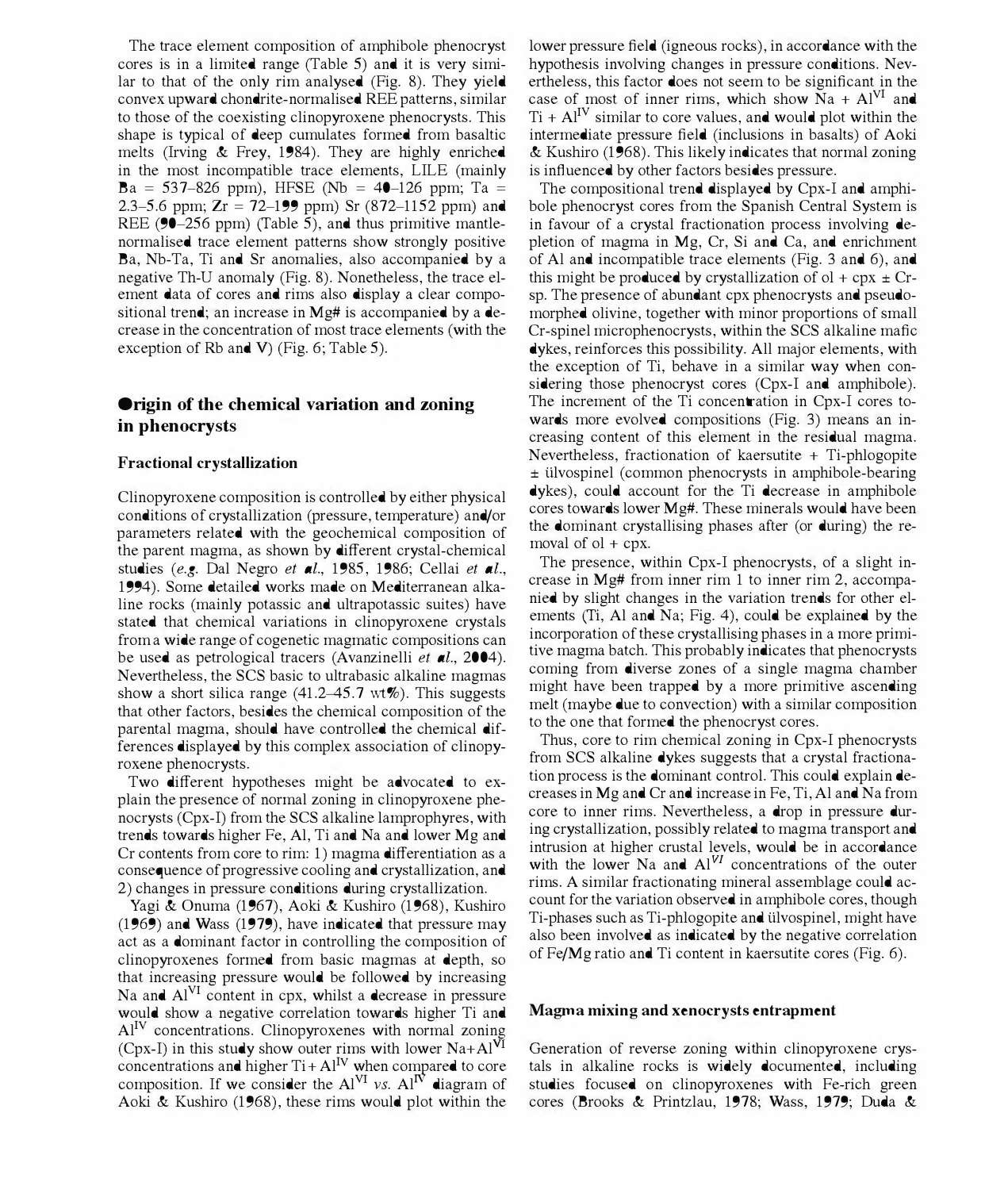The trace element composition of amphibole phenocryst cores is in a limited range (Table 5) and it is very similar to that of the only rim analysed (Fig. 8). They yield convex upward chondrite-normalised REE patterns, similar to those of the coexisting clinopyroxene phenocrysts. This shape is typical of deep cumulates formed from basaltic melts (Irving & Frey, 1984). They are highly enriched in the most incompatible trace elements, LILE (mainly Ba = 537–826 ppm), HFSE (Nb = 40–126 ppm; Ta = 2.3–5.6 ppm; Zr = 72–199 ppm) Sr (872–1152 ppm) and REE (90–256 ppm) (Table 5), and thus primitive mantle-normalised trace element patterns show strongly positive Ba, Nb-Ta, Ti and Sr anomalies, also accompanied by a negative Th-U anomaly (Fig. 8). Nonetheless, the trace element data of cores and rims also display a clear compositional trend; an increase in Mg# is accompanied by a decrease in the concentration of most trace elements (with the exception of Rb and V) (Fig. 6; Table 5).

## Origin of the chemical variation and zoning in phenocrysts

### Fractional crystallization

Clinopyroxene composition is controlled by either physical conditions of crystallization (pressure, temperature) and/or parameters related with the geochemical composition of the parent magma, as shown by different crystal-chemical studies (*e.g.* Dal Negro *et al.*, 1985, 1986; Cellai *et al.*, 1994). Some detailed works made on Mediterranean alkaline rocks (mainly potassic and ultrapotassic suites) have stated that chemical variations in clinopyroxene crystals from a wide range of cogenetic magmatic compositions can be used as petrological tracers (Avanzinelli *et al.*, 2004). Nevertheless, the SCS basic to ultrabasic alkaline magmas show a short silica range (41.2–45.7 wt%). This suggests that other factors, besides the chemical composition of the parental magma, should have controlled the chemical differences displayed by this complex association of clinopyroxene phenocrysts.

Two different hypotheses might be advocated to explain the presence of normal zoning in clinopyroxene phenocrysts (Cpx-I) from the SCS alkaline lamprophyres, with trends towards higher Fe, Al, Ti and Na and lower Mg and Cr contents from core to rim: 1) magma differentiation as a consequence of progressive cooling and crystallization, and 2) changes in pressure conditions during crystallization.

Yagi & Onuma (1967), Aoki & Kushiro (1968), Kushiro (1969) and Wass (1979), have indicated that pressure may act as a dominant factor in controlling the composition of clinopyroxenes formed from basic magmas at depth, so that increasing pressure would be followed by increasing Na and $Al^{VI}$ content in cpx, whilst a decrease in pressure would show a negative correlation towards higher Ti and $Al^{IV}$ concentrations. Clinopyroxenes with normal zoning (Cpx-I) in this study show outer rims with lower $Na+Al^{VI}$ concentrations and higher $Ti+Al^{IV}$ when compared to core composition. If we consider the $Al^{VI}$ *vs.* $Al^{IV}$ diagram of Aoki & Kushiro (1968), these rims would plot within the lower pressure field (igneous rocks), in accordance with the hypothesis involving changes in pressure conditions. Nevertheless, this factor does not seem to be significant in the case of most of inner rims, which show $Na + Al^{VI}$ and $Ti + Al^{IV}$ similar to core values, and would plot within the intermediate pressure field (inclusions in basalts) of Aoki & Kushiro (1968). This likely indicates that normal zoning is influenced by other factors besides pressure.

The compositional trend displayed by Cpx-I and amphibole phenocryst cores from the Spanish Central System is in favour of a crystal fractionation process involving depletion of magma in Mg, Cr, Si and Ca, and enrichment of Al and incompatible trace elements (Fig. 3 and 6), and this might be produced by crystallization of ol + cpx ± Cr-sp. The presence of abundant cpx phenocrysts and pseudomorphed olivine, together with minor proportions of small Cr-spinel microphenocrysts, within the SCS alkaline mafic dykes, reinforces this possibility. All major elements, with the exception of Ti, behave in a similar way when considering those phenocryst cores (Cpx-I and amphibole). The increment of the Ti concentration in Cpx-I cores towards more evolved compositions (Fig. 3) means an increasing content of this element in the residual magma. Nevertheless, fractionation of kaersutite + Ti-phlogopite ± ülvospinel (common phenocrysts in amphibole-bearing dykes), could account for the Ti decrease in amphibole cores towards lower Mg#. These minerals would have been the dominant crystallising phases after (or during) the removal of ol + cpx.

The presence, within Cpx-I phenocrysts, of a slight increase in Mg# from inner rim 1 to inner rim 2, accompanied by slight changes in the variation trends for other elements (Ti, Al and Na; Fig. 4), could be explained by the incorporation of these crystallising phases in a more primitive magma batch. This probably indicates that phenocrysts coming from diverse zones of a single magma chamber might have been trapped by a more primitive ascending melt (maybe due to convection) with a similar composition to the one that formed the phenocryst cores.

Thus, core to rim chemical zoning in Cpx-I phenocrysts from SCS alkaline dykes suggests that a crystal fractionation process is the dominant control. This could explain decreases in Mg and Cr and increase in Fe, Ti, Al and Na from core to inner rims. Nevertheless, a drop in pressure during crystallization, possibly related to magma transport and intrusion at higher crustal levels, would be in accordance with the lower Na and $Al^{VI}$ concentrations of the outer rims. A similar fractionating mineral assemblage could account for the variation observed in amphibole cores, though Ti-phases such as Ti-phlogopite and ülvospinel, might have also been involved as indicated by the negative correlation of Fe/Mg ratio and Ti content in kaersutite cores (Fig. 6).

### Magma mixing and xenocrysts entrapment

Generation of reverse zoning within clinopyroxene crystals in alkaline rocks is widely documented, including studies focused on clinopyroxenes with Fe-rich green cores (Brooks & Printzlau, 1978; Wass, 1979; Duda &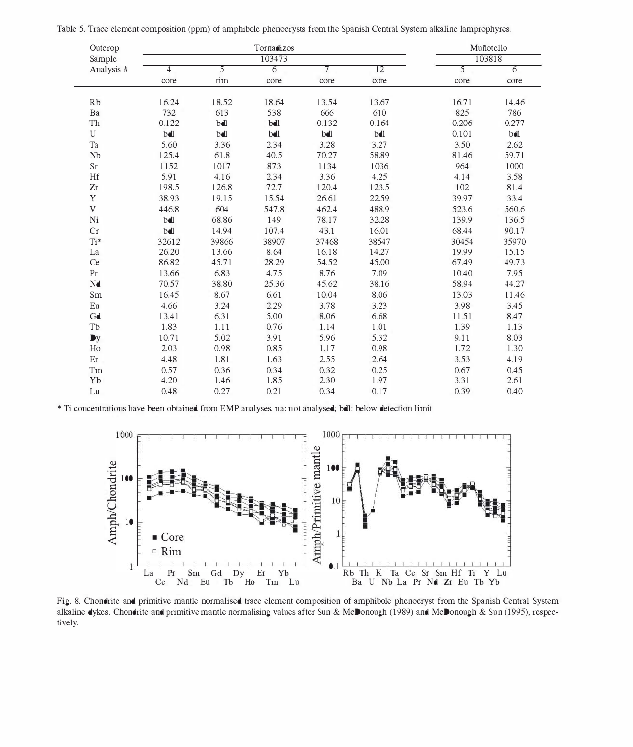Table 5. Trace element composition (ppm) of amphibole phenocrysts from the Spanish Central System alkaline lamprophyres.

| Outcrop | Tornadizos | | | | | Muñotello | |
|---|---|---|---|---|---|---|---|
| Sample | 103473 | | | | | 103818 | |
| Analysis # | 4 | 5 | 6 | 7 | 12 | 5 | 6 |
| | core | rim | core | core | core | core | core |
| Rb | 16.24 | 18.52 | 18.64 | 13.54 | 13.67 | 16.71 | 14.46 |
| Ba | 732 | 613 | 538 | 666 | 610 | 825 | 786 |
| Th | 0.122 | bdl | bdl | 0.132 | 0.164 | 0.206 | 0.277 |
| U | bdl | bdl | bdl | bdl | bdl | 0.101 | bdl |
| Ta | 5.60 | 3.36 | 2.34 | 3.28 | 3.27 | 3.50 | 2.62 |
| Nb | 125.4 | 61.8 | 40.5 | 70.27 | 58.89 | 81.46 | 59.71 |
| Sr | 1152 | 1017 | 873 | 1134 | 1036 | 964 | 1000 |
| Hf | 5.91 | 4.16 | 2.34 | 3.36 | 4.25 | 4.14 | 3.58 |
| Zr | 198.5 | 126.8 | 72.7 | 120.4 | 123.5 | 102 | 81.4 |
| Y | 38.93 | 19.15 | 15.54 | 26.61 | 22.59 | 39.97 | 33.4 |
| V | 446.8 | 604 | 547.8 | 462.4 | 488.9 | 523.6 | 560.6 |
| Ni | bdl | 68.86 | 149 | 78.17 | 32.28 | 139.9 | 136.5 |
| Cr | bdl | 14.94 | 107.4 | 43.1 | 16.01 | 68.44 | 90.17 |
| Ti* | 32612 | 39866 | 38907 | 37468 | 38547 | 30454 | 35970 |
| La | 26.20 | 13.66 | 8.64 | 16.18 | 14.27 | 19.99 | 15.15 |
| Ce | 86.82 | 45.71 | 28.29 | 54.52 | 45.00 | 67.49 | 49.73 |
| Pr | 13.66 | 6.83 | 4.75 | 8.76 | 7.09 | 10.40 | 7.95 |
| Nd | 70.57 | 38.80 | 25.36 | 45.62 | 38.16 | 58.94 | 44.27 |
| Sm | 16.45 | 8.67 | 6.61 | 10.04 | 8.06 | 13.03 | 11.46 |
| Eu | 4.66 | 3.24 | 2.29 | 3.78 | 3.23 | 3.98 | 3.45 |
| Gd | 13.41 | 6.31 | 5.00 | 8.06 | 6.68 | 11.51 | 8.47 |
| Tb | 1.83 | 1.11 | 0.76 | 1.14 | 1.01 | 1.39 | 1.13 |
| Dy | 10.71 | 5.02 | 3.91 | 5.96 | 5.32 | 9.11 | 8.03 |
| Ho | 2.03 | 0.98 | 0.85 | 1.17 | 0.98 | 1.72 | 1.30 |
| Er | 4.48 | 1.81 | 1.63 | 2.55 | 2.64 | 3.53 | 4.19 |
| Tm | 0.57 | 0.36 | 0.34 | 0.32 | 0.25 | 0.67 | 0.45 |
| Yb | 4.20 | 1.46 | 1.85 | 2.30 | 1.97 | 3.31 | 2.61 |
| Lu | 0.48 | 0.27 | 0.21 | 0.34 | 0.17 | 0.39 | 0.40 |

\* Ti concentrations have been obtained from EMP analyses. na: not analysed; bdl: below detection limit

Fig. 8. Chondrite and primitive mantle normalised trace element composition of amphibole phenocryst from the Spanish Central System alkaline dykes. Chondrite and primitive mantle normalising values after Sun & McDonough (1989) and McDonough & Sun (1995), respectively.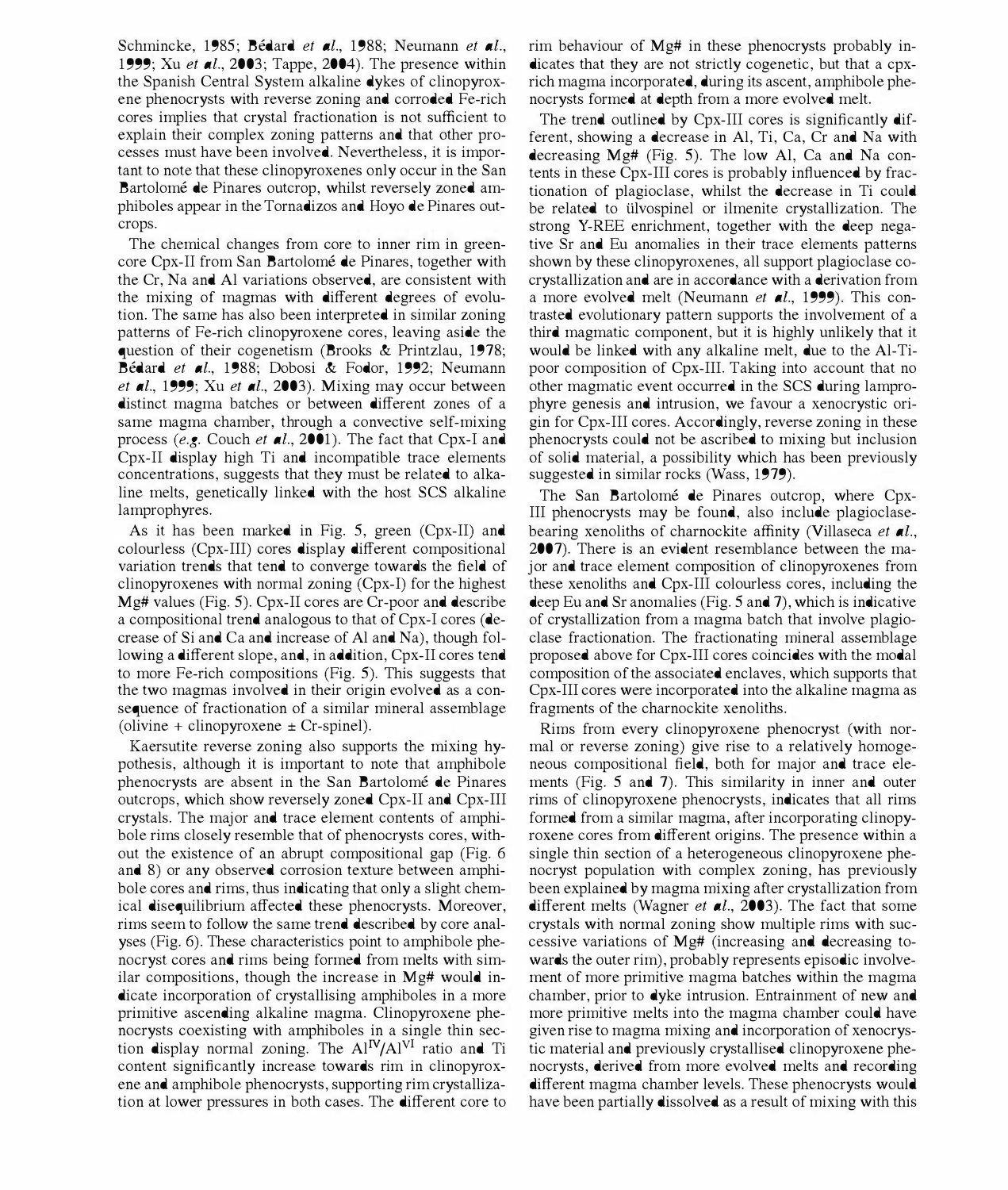Schmincke, 1985; Bédard *et al.*, 1988; Neumann *et al.*, 1999; Xu *et al.*, 2003; Tappe, 2004). The presence within the Spanish Central System alkaline dykes of clinopyroxene phenocrysts with reverse zoning and corroded Fe-rich cores implies that crystal fractionation is not sufficient to explain their complex zoning patterns and that other processes must have been involved. Nevertheless, it is important to note that these clinopyroxenes only occur in the San Bartolomé de Pinares outcrop, whilst reversely zoned amphiboles appear in the Tornadizos and Hoyo de Pinares outcrops.

The chemical changes from core to inner rim in green-core Cpx-II from San Bartolomé de Pinares, together with the Cr, Na and Al variations observed, are consistent with the mixing of magmas with different degrees of evolution. The same has also been interpreted in similar zoning patterns of Fe-rich clinopyroxene cores, leaving aside the question of their cogenetism (Brooks & Printzlau, 1978; Bédard *et al.*, 1988; Dobosi & Fodor, 1992; Neumann *et al.*, 1999; Xu *et al.*, 2003). Mixing may occur between distinct magma batches or between different zones of a same magma chamber, through a convective self-mixing process (*e.g.* Couch *et al.*, 2001). The fact that Cpx-I and Cpx-II display high Ti and incompatible trace elements concentrations, suggests that they must be related to alkaline melts, genetically linked with the host SCS alkaline lamprophyres.

As it has been marked in Fig. 5, green (Cpx-II) and colourless (Cpx-III) cores display different compositional variation trends that tend to converge towards the field of clinopyroxenes with normal zoning (Cpx-I) for the highest Mg# values (Fig. 5). Cpx-II cores are Cr-poor and describe a compositional trend analogous to that of Cpx-I cores (decrease of Si and Ca and increase of Al and Na), though following a different slope, and, in addition, Cpx-II cores tend to more Fe-rich compositions (Fig. 5). This suggests that the two magmas involved in their origin evolved as a consequence of fractionation of a similar mineral assemblage (olivine + clinopyroxene ± Cr-spinel).

Kaersutite reverse zoning also supports the mixing hypothesis, although it is important to note that amphibole phenocrysts are absent in the San Bartolomé de Pinares outcrops, which show reversely zoned Cpx-II and Cpx-III crystals. The major and trace element contents of amphibole rims closely resemble that of phenocrysts cores, without the existence of an abrupt compositional gap (Fig. 6 and 8) or any observed corrosion texture between amphibole cores and rims, thus indicating that only a slight chemical disequilibrium affected these phenocrysts. Moreover, rims seem to follow the same trend described by core analyses (Fig. 6). These characteristics point to amphibole phenocryst cores and rims being formed from melts with similar compositions, though the increase in Mg# would indicate incorporation of crystallising amphiboles in a more primitive ascending alkaline magma. Clinopyroxene phenocrysts coexisting with amphiboles in a single thin section display normal zoning. The $Al^{IV}/Al^{VI}$ ratio and Ti content significantly increase towards rim in clinopyroxene and amphibole phenocrysts, supporting rim crystallization at lower pressures in both cases. The different core to rim behaviour of Mg# in these phenocrysts probably indicates that they are not strictly cogenetic, but that a cpx-rich magma incorporated, during its ascent, amphibole phenocrysts formed at depth from a more evolved melt.

The trend outlined by Cpx-III cores is significantly different, showing a decrease in Al, Ti, Ca, Cr and Na with decreasing Mg# (Fig. 5). The low Al, Ca and Na contents in these Cpx-III cores is probably influenced by fractionation of plagioclase, whilst the decrease in Ti could be related to ülvospinel or ilmenite crystallization. The strong Y-REE enrichment, together with the deep negative Sr and Eu anomalies in their trace elements patterns shown by these clinopyroxenes, all support plagioclase cocrystallization and are in accordance with a derivation from a more evolved melt (Neumann *et al.*, 1999). This contrasted evolutionary pattern supports the involvement of a third magmatic component, but it is highly unlikely that it would be linked with any alkaline melt, due to the Al-Ti-poor composition of Cpx-III. Taking into account that no other magmatic event occurred in the SCS during lamprophyre genesis and intrusion, we favour a xenocrystic origin for Cpx-III cores. Accordingly, reverse zoning in these phenocrysts could not be ascribed to mixing but inclusion of solid material, a possibility which has been previously suggested in similar rocks (Wass, 1979).

The San Bartolomé de Pinares outcrop, where Cpx-III phenocrysts may be found, also include plagioclase-bearing xenoliths of charnockite affinity (Villaseca *et al.*, 2007). There is an evident resemblance between the major and trace element composition of clinopyroxenes from these xenoliths and Cpx-III colourless cores, including the deep Eu and Sr anomalies (Fig. 5 and 7), which is indicative of crystallization from a magma batch that involve plagioclase fractionation. The fractionating mineral assemblage proposed above for Cpx-III cores coincides with the modal composition of the associated enclaves, which supports that Cpx-III cores were incorporated into the alkaline magma as fragments of the charnockite xenoliths.

Rims from every clinopyroxene phenocryst (with normal or reverse zoning) give rise to a relatively homogeneous compositional field, both for major and trace elements (Fig. 5 and 7). This similarity in inner and outer rims of clinopyroxene phenocrysts, indicates that all rims formed from a similar magma, after incorporating clinopyroxene cores from different origins. The presence within a single thin section of a heterogeneous clinopyroxene phenocryst population with complex zoning, has previously been explained by magma mixing after crystallization from different melts (Wagner *et al.*, 2003). The fact that some crystals with normal zoning show multiple rims with successive variations of Mg# (increasing and decreasing towards the outer rim), probably represents episodic involvement of more primitive magma batches within the magma chamber, prior to dyke intrusion. Entrainment of new and more primitive melts into the magma chamber could have given rise to magma mixing and incorporation of xenocrystic material and previously crystallised clinopyroxene phenocrysts, derived from more evolved melts and recording different magma chamber levels. These phenocrysts would have been partially dissolved as a result of mixing with this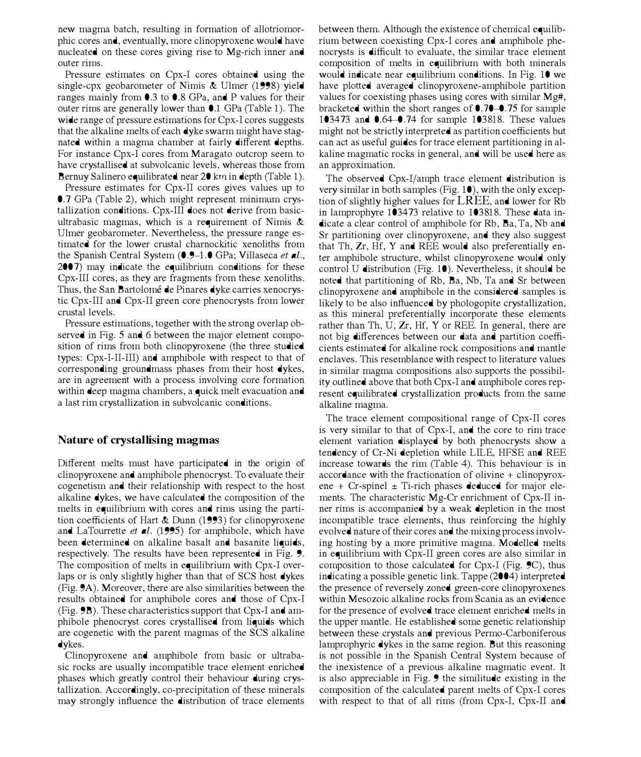new magma batch, resulting in formation of allotriomorphic cores and, eventually, more clinopyroxene would have nucleated on these cores giving rise to Mg-rich inner and outer rims.

Pressure estimates on Cpx-I cores obtained using the single-cpx geobarometer of Nimis & Ulmer (1998) yield ranges mainly from 0.3 to 0.8 GPa, and P values for their outer rims are generally lower than 0.1 GPa (Table 1). The wide range of pressure estimations for Cpx-I cores suggests that the alkaline melts of each dyke swarm might have stagnated within a magma chamber at fairly different depths. For instance Cpx-I cores from Maragato outcrop seem to have crystallised at subvolcanic levels, whereas those from Bernuy Salinero equilibrated near 20 km in depth (Table 1).

Pressure estimates for Cpx-II cores gives values up to 0.7 GPa (Table 2), which might represent minimum crystallization conditions. Cpx-III does not derive from basic-ultrabasic magmas, which is a requirement of Nimis & Ulmer geobarometer. Nevertheless, the pressure range estimated for the lower crustal charnockitic xenoliths from the Spanish Central System (0.9–1.0 GPa; Villaseca *et al.*, 2007) may indicate the equilibrium conditions for these Cpx-III cores, as they are fragments from these xenoliths. Thus, the San Bartolomé de Pinares dyke carries xenocrystic Cpx-III and Cpx-II green core phenocrysts from lower crustal levels.

Pressure estimations, together with the strong overlap observed in Fig. 5 and 6 between the major element composition of rims from both clinopyroxene (the three studied types: Cpx-I-II-III) and amphibole with respect to that of corresponding groundmass phases from their host dykes, are in agreement with a process involving core formation within deep magma chambers, a quick melt evacuation and a last rim crystallization in subvolcanic conditions.

## Nature of crystallising magmas

Different melts must have participated in the origin of clinopyroxene and amphibole phenocryst. To evaluate their cogenetism and their relationship with respect to the host alkaline dykes, we have calculated the composition of the melts in equilibrium with cores and rims using the partition coefficients of Hart & Dunn (1993) for clinopyroxene and LaTourrette *et al.* (1995) for amphibole, which have been determined on alkaline basalt and basanite liquids, respectively. The results have been represented in Fig. 9. The composition of melts in equilibrium with Cpx-I overlaps or is only slightly higher than that of SCS host dykes (Fig. 9A). Moreover, there are also similarities between the results obtained for amphibole cores and those of Cpx-I (Fig. 9B). These characteristics support that Cpx-I and amphibole phenocryst cores crystallised from liquids which are cogenetic with the parent magmas of the SCS alkaline dykes.

Clinopyroxene and amphibole from basic or ultrabasic rocks are usually incompatible trace element enriched phases which greatly control their behaviour during crystallization. Accordingly, co-precipitation of these minerals may strongly influence the distribution of trace elements between them. Although the existence of chemical equilibrium between coexisting Cpx-I cores and amphibole phenocrysts is difficult to evaluate, the similar trace element composition of melts in equilibrium with both minerals would indicate near equilibrium conditions. In Fig. 10 we have plotted averaged clinopyroxene-amphibole partition values for coexisting phases using cores with similar Mg#, bracketed within the short ranges of 0.70–0.75 for sample 103473 and 0.64–0.74 for sample 103818. These values might not be strictly interpreted as partition coefficients but can act as useful guides for trace element partitioning in alkaline magmatic rocks in general, and will be used here as an approximation.

The observed Cpx-I/amph trace element distribution is very similar in both samples (Fig. 10), with the only exception of slightly higher values for LREE, and lower for Rb in lamprophyre 103473 relative to 103818. These data indicate a clear control of amphibole for Rb, Ba, Ta, Nb and Sr partitioning over clinopyroxene, and they also suggest that Th, Zr, Hf, Y and REE would also preferentially enter amphibole structure, whilst clinopyroxene would only control U distribution (Fig. 10). Nevertheless, it should be noted that partitioning of Rb, Ba, Nb, Ta and Sr between clinopyroxene and amphibole in the considered samples is likely to be also influenced by phologopite crystallization, as this mineral preferentially incorporate these elements rather than Th, U, Zr, Hf, Y or REE. In general, there are not big differences between our data and partition coefficients estimated for alkaline rock compositions and mantle enclaves. This resemblance with respect to literature values in similar magma compositions also supports the possibility outlined above that both Cpx-I and amphibole cores represent equilibrated crystallization products from the same alkaline magma.

The trace element compositional range of Cpx-II cores is very similar to that of Cpx-I, and the core to rim trace element variation displayed by both phenocrysts show a tendency of Cr-Ni depletion while LILE, HFSE and REE increase towards the rim (Table 4). This behaviour is in accordance with the fractionation of olivine + clinopyroxene + Cr-spinel ± Ti-rich phases deduced for major elements. The characteristic Mg-Cr enrichment of Cpx-II inner rims is accompanied by a weak depletion in the most incompatible trace elements, thus reinforcing the highly evolved nature of their cores and the mixing process involving hosting by a more primitive magma. Modelled melts in equilibrium with Cpx-II green cores are also similar in composition to those calculated for Cpx-I (Fig. 9C), thus indicating a possible genetic link. Tappe (2004) interpreted the presence of reversely zoned green-core clinopyroxenes within Mesozoic alkaline rocks from Scania as an evidence for the presence of evolved trace element enriched melts in the upper mantle. He established some genetic relationship between these crystals and previous Permo-Carboniferous lamprophyric dykes in the same region. But this reasoning is not possible in the Spanish Central System because of the inexistence of a previous alkaline magmatic event. It is also appreciable in Fig. 9 the similitude existing in the composition of the calculated parent melts of Cpx-I cores with respect to that of all rims (from Cpx-I, Cpx-II and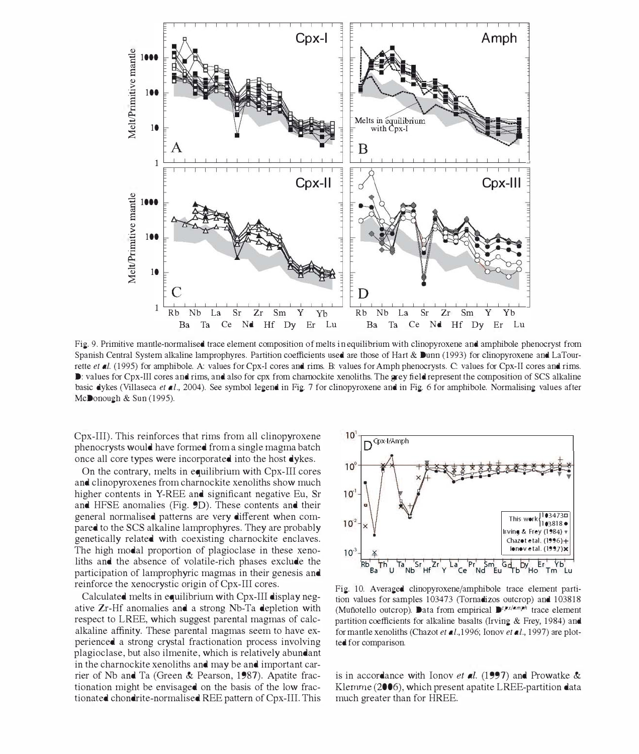Fig. 9. Primitive mantle-normalised trace element composition of melts in equilibrium with clinopyroxene and amphibole phenocryst from Spanish Central System alkaline lamprophyres. Partition coefficients used are those of Hart & Dunn (1993) for clinopyroxene and LaTourrette *et al.* (1995) for amphibole. A: values for Cpx-I cores and rims. B: values for Amph phenocrysts. C: values for Cpx-II cores and rims. D: values for Cpx-III cores and rims, and also for cpx from charnockite xenoliths. The grey field represent the composition of SCS alkaline basic dykes (Villaseca *et al.*, 2004). See symbol legend in Fig. 7 for clinopyroxene and in Fig. 6 for amphibole. Normalising values after McDonough & Sun (1995).

Cpx-III). This reinforces that rims from all clinopyroxene phenocrysts would have formed from a single magma batch once all core types were incorporated into the host dykes.

On the contrary, melts in equilibrium with Cpx-III cores and clinopyroxenes from charnockite xenoliths show much higher contents in Y-REE and significant negative Eu, Sr and HFSE anomalies (Fig. 9D). These contents and their general normalised patterns are very different when compared to the SCS alkaline lamprophyres. They are probably genetically related with coexisting charnockite enclaves. The high modal proportion of plagioclase in these xenoliths and the absence of volatile-rich phases exclude the participation of lamprophyric magmas in their genesis and reinforce the xenocrystic origin of Cpx-III cores.

Calculated melts in equilibrium with Cpx-III display negative Zr-Hf anomalies and a strong Nb-Ta depletion with respect to LREE, which suggest parental magmas of calc-alkaline affinity. These parental magmas seem to have experienced a strong crystal fractionation process involving plagioclase, but also ilmenite, which is relatively abundant in the charnockite xenoliths and may be and important carrier of Nb and Ta (Green & Pearson, 1987). Apatite fractionation might be envisaged on the basis of the low fractionated chondrite-normalised REE pattern of Cpx-III. This is in accordance with Ionov *et al.* (1997) and Prowatke & Klemme (2006), which present apatite LREE-partition data much greater than for HREE.

Fig. 10. Averaged clinopyroxene/amphibole trace element partition values for samples 103473 (Tornadizos outcrop) and 103818 (Muñotello outcrop). Data from empirical $D^{cpx/amph}$ trace element partition coefficients for alkaline basalts (Irving & Frey, 1984) and for mantle xenoliths (Chazot *et al.*, 1996; Ionov *et al.*, 1997) are plotted for comparison.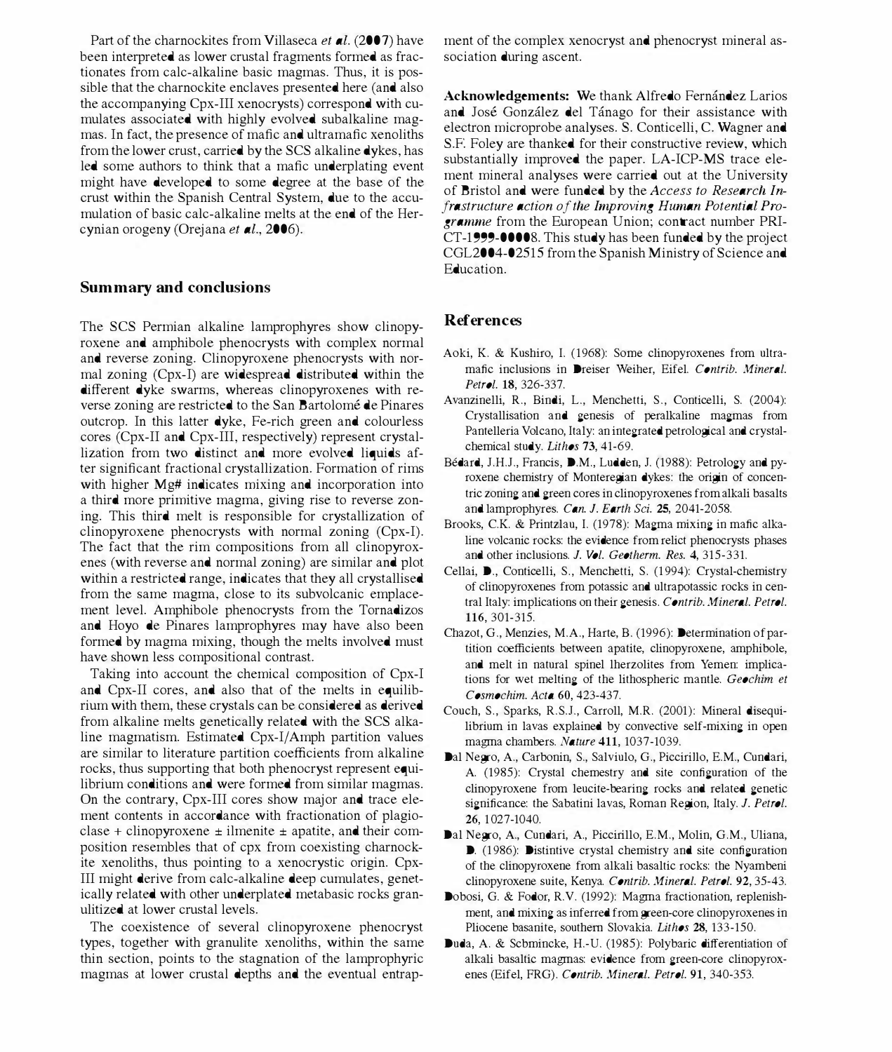Part of the charnockites from Villaseca *et al.* (2007) have been interpreted as lower crustal fragments formed as fractionates from calc-alkaline basic magmas. Thus, it is possible that the charnockite enclaves presented here (and also the accompanying Cpx-III xenocrysts) correspond with cumulates associated with highly evolved subalkaline magmas. In fact, the presence of mafic and ultramafic xenoliths from the lower crust, carried by the SCS alkaline dykes, has led some authors to think that a mafic underplating event might have developed to some degree at the base of the crust within the Spanish Central System, due to the accumulation of basic calc-alkaline melts at the end of the Hercynian orogeny (Orejana *et al.*, 2006).

## Summary and conclusions

The SCS Permian alkaline lamprophyres show clinopyroxene and amphibole phenocrysts with complex normal and reverse zoning. Clinopyroxene phenocrysts with normal zoning (Cpx-I) are widespread distributed within the different dyke swarms, whereas clinopyroxenes with reverse zoning are restricted to the San Bartolomé de Pinares outcrop. In this latter dyke, Fe-rich green and colourless cores (Cpx-II and Cpx-III, respectively) represent crystallization from two distinct and more evolved liquids after significant fractional crystallization. Formation of rims with higher Mg# indicates mixing and incorporation into a third more primitive magma, giving rise to reverse zoning. This third melt is responsible for crystallization of clinopyroxene phenocrysts with normal zoning (Cpx-I). The fact that the rim compositions from all clinopyroxenes (with reverse and normal zoning) are similar and plot within a restricted range, indicates that they all crystallised from the same magma, close to its subvolcanic emplacement level. Amphibole phenocrysts from the Tornadizos and Hoyo de Pinares lamprophyres may have also been formed by magma mixing, though the melts involved must have shown less compositional contrast.

Taking into account the chemical composition of Cpx-I and Cpx-II cores, and also that of the melts in equilibrium with them, these crystals can be considered as derived from alkaline melts genetically related with the SCS alkaline magmatism. Estimated Cpx-I/Amph partition values are similar to literature partition coefficients from alkaline rocks, thus supporting that both phenocryst represent equilibrium conditions and were formed from similar magmas. On the contrary, Cpx-III cores show major and trace element contents in accordance with fractionation of plagioclase + clinopyroxene ± ilmenite ± apatite, and their composition resembles that of cpx from coexisting charnockite xenoliths, thus pointing to a xenocrystic origin. Cpx-III might derive from calc-alkaline deep cumulates, genetically related with other underplated metabasic rocks granulitized at lower crustal levels.

The coexistence of several clinopyroxene phenocryst types, together with granulite xenoliths, within the same thin section, points to the stagnation of the lamprophyric magmas at lower crustal depths and the eventual entrapment of the complex xenocryst and phenocryst mineral association during ascent.

**Acknowledgements:** We thank Alfredo Fernández Larios and José González del Tánago for their assistance with electron microprobe analyses. S. Conticelli, C. Wagner and S.F. Foley are thanked for their constructive review, which substantially improved the paper. LA-ICP-MS trace element mineral analyses were carried out at the University of Bristol and were funded by the *Access to Research Infrastructure action of the Improving Human Potential Programme* from the European Union; contract number PRI-CT-1999-00008. This study has been funded by the project CGL2004-02515 from the Spanish Ministry of Science and Education.

## References

Aoki, K. & Kushiro, I. (1968): Some clinopyroxenes from ultramafic inclusions in Dreiser Weiher, Eifel. *Contrib. Mineral. Petrol.* **18**, 326-337.

Avanzinelli, R., Bindi, L., Menchetti, S., Conticelli, S. (2004): Crystallisation and genesis of peralkaline magmas from Pantelleria Volcano, Italy: an integrated petrological and crystal-chemical study. *Lithos* **73**, 41-69.

Bédard, J.H.J., Francis, D.M., Ludden, J. (1988): Petrology and pyroxene chemistry of Monteregian dykes: the origin of concentric zoning and green cores in clinopyroxenes from alkali basalts and lamprophyres. *Can. J. Earth Sci.* **25**, 2041-2058.

Brooks, C.K. & Printzlau, I. (1978): Magma mixing in mafic alkaline volcanic rocks: the evidence from relict phenocrysts phases and other inclusions. *J. Vol. Geotherm. Res.* **4**, 315-331.

Cellai, D., Conticelli, S., Menchetti, S. (1994): Crystal-chemistry of clinopyroxenes from potassic and ultrapotassic rocks in central Italy: implications on their genesis. *Contrib. Mineral. Petrol.* **116**, 301-315.

Chazot, G., Menzies, M.A., Harte, B. (1996): Determination of partition coefficients between apatite, clinopyroxene, amphibole, and melt in natural spinel lherzolites from Yemen: implications for wet melting of the lithospheric mantle. *Geochim et Cosmochim. Acta* **60**, 423-437.

Couch, S., Sparks, R.S.J., Carroll, M.R. (2001): Mineral disequilibrium in lavas explained by convective self-mixing in open magma chambers. *Nature* **411**, 1037-1039.

Dal Negro, A., Carbonin, S., Salviulo, G., Piccirillo, E.M., Cundari, A. (1985): Crystal chemistry and site configuration of the clinopyroxene from leucite-bearing rocks and related genetic significance: the Sabatini lavas, Roman Region, Italy. *J. Petrol.* **26**, 1027-1040.

Dal Negro, A., Cundari, A., Piccirillo, E.M., Molin, G.M., Uliana, D. (1986): Distintive crystal chemistry and site configuration of the clinopyroxene from alkali basaltic rocks: the Nyambeni clinopyroxene suite, Kenya. *Contrib. Mineral. Petrol.* **92**, 35-43.

Dobosi, G. & Fodor, R.V. (1992): Magma fractionation, replenishment, and mixing as inferred from green-core clinopyroxenes in Pliocene basanite, southern Slovakia. *Lithos* **28**, 133-150.

Duda, A. & Schmincke, H.-U. (1985): Polybaric differentiation of alkali basaltic magmas: evidence from green-core clinopyroxenes (Eifel, FRG). *Contrib. Mineral. Petrol.* **91**, 340-353.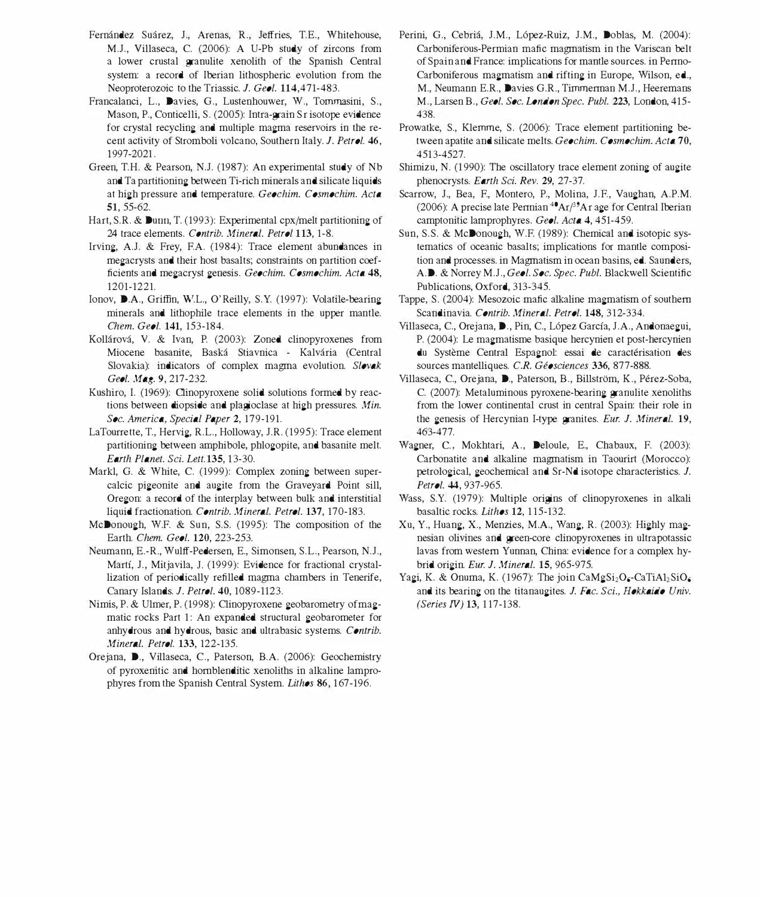Fernández Suárez, J., Arenas, R., Jeffries, T.E., Whitehouse, M.J., Villaseca, C. (2006): A U-Pb study of zircons from a lower crustal granulite xenolith of the Spanish Central system: a record of Iberian lithospheric evolution from the Neoproterozoic to the Triassic. *J. Geol.* **114**, 471-483.

Francalanci, L., Davies, G., Lustenhouwer, W., Tommasini, S., Mason, P., Conticelli, S. (2005): Intra-grain Sr isotope evidence for crystal recycling and multiple magma reservoirs in the recent activity of Stromboli volcano, Southern Italy. *J. Petrol.* **46**, 1997-2021.

Green, T.H. & Pearson, N.J. (1987): An experimental study of Nb and Ta partitioning between Ti-rich minerals and silicate liquids at high pressure and temperature. *Geochim. Cosmochim. Acta* **51**, 55-62.

Hart, S.R. & Dunn, T. (1993): Experimental cpx/melt partitioning of 24 trace elements. *Contrib. Mineral. Petrol* **113**, 1-8.

Irving, A.J. & Frey, F.A. (1984): Trace element abundances in megacrysts and their host basalts; constraints on partition coefficients and megacryst genesis. *Geochim. Cosmochim. Acta* **48**, 1201-1221.

Ionov, D.A., Griffin, W.L., O'Reilly, S.Y. (1997): Volatile-bearing minerals and lithophile trace elements in the upper mantle. *Chem. Geol.* **141**, 153-184.

Kollárová, V. & Ivan, P. (2003): Zoned clinopyroxenes from Miocene basanite, Baská Stiavnica - Kalvária (Central Slovakia): indicators of complex magma evolution. *Slovak Geol. Mag.* **9**, 217-232.

Kushiro, I. (1969): Clinopyroxene solid solutions formed by reactions between diopside and plagioclase at high pressures. *Min. Soc. America, Special Paper* **2**, 179-191.

LaTourrette, T., Hervig, R.L., Holloway, J.R. (1995): Trace element partitioning between amphibole, phlogopite, and basanite melt. *Earth Planet. Sci. Lett.* **135**, 13-30.

Markl, G. & White, C. (1999): Complex zoning between supercalcic pigeonite and augite from the Graveyard Point sill, Oregon: a record of the interplay between bulk and interstitial liquid fractionation. *Contrib. Mineral. Petrol.* **137**, 170-183.

McDonough, W.F. & Sun, S.S. (1995): The composition of the Earth. *Chem. Geol.* **120**, 223-253.

Neumann, E.-R., Wulff-Pedersen, E., Simonsen, S.L., Pearson, N.J., Martí, J., Mitjavila, J. (1999): Evidence for fractional crystallization of periodically refilled magma chambers in Tenerife, Canary Islands. *J. Petrol.* **40**, 1089-1123.

Nimis, P. & Ulmer, P. (1998): Clinopyroxene geobarometry of magmatic rocks Part 1: An expanded structural geobarometer for anhydrous and hydrous, basic and ultrabasic systems. *Contrib. Mineral. Petrol.* **133**, 122-135.

Orejana, D., Villaseca, C., Paterson, B.A. (2006): Geochemistry of pyroxenitic and hornblenditic xenoliths in alkaline lamprophyres from the Spanish Central System. *Lithos* **86**, 167-196.

Perini, G., Cebriá, J.M., López-Ruiz, J.M., Doblas, M. (2004): Carboniferous-Permian mafic magmatism in the Variscan belt of Spain and France: implications for mantle sources. in Permo-Carboniferous magmatism and rifting in Europe, Wilson, ed., M., Neumann E.R., Davies G.R., Timmerman M.J., Heeremans M., Larsen B., *Geol. Soc. London Spec. Publ.* **223**, London, 415-438.

Prowatke, S., Klemme, S. (2006): Trace element partitioning between apatite and silicate melts. *Geochim. Cosmochim. Acta* **70**, 4513-4527.

Shimizu, N. (1990): The oscillatory trace element zoning of augite phenocrysts. *Earth Sci. Rev.* **29**, 27-37.

Scarrow, J., Bea, F., Montero, P., Molina, J.F., Vaughan, A.P.M. (2006): A precise late Permian $^{40}Ar/^{39}Ar$ age for Central Iberian camptonitic lamprophyres. *Geol. Acta* **4**, 451-459.

Sun, S.S. & McDonough, W.F. (1989): Chemical and isotopic systematics of oceanic basalts; implications for mantle composition and processes. in Magmatism in ocean basins, ed. Saunders, A.D. & Norrey M.J., *Geol. Soc. Spec. Publ.* Blackwell Scientific Publications, Oxford, 313-345.

Tappe, S. (2004): Mesozoic mafic alkaline magmatism of southern Scandinavia. *Contrib. Mineral. Petrol.* **148**, 312-334.

Villaseca, C., Orejana, D., Pin, C., López García, J.A., Andonaegui, P. (2004): Le magmatisme basique hercynien et post-hercynien du Système Central Espagnol: essai de caractérisation des sources mantelliques. *C.R. Géosciences* **336**, 877-888.

Villaseca, C., Orejana, D., Paterson, B., Billström, K., Pérez-Soba, C. (2007): Metaluminous pyroxene-bearing granulite xenoliths from the lower continental crust in central Spain: their role in the genesis of Hercynian I-type granites. *Eur. J. Mineral.* **19**, 463-477.

Wagner, C., Mokhtari, A., Deloule, E., Chabaux, F. (2003): Carbonatite and alkaline magmatism in Taourirt (Morocco): petrological, geochemical and Sr-Nd isotope characteristics. *J. Petrol.* **44**, 937-965.

Wass, S.Y. (1979): Multiple origins of clinopyroxenes in alkali basaltic rocks. *Lithos* **12**, 115-132.

Xu, Y., Huang, X., Menzies, M.A., Wang, R. (2003): Highly magnesian olivines and green-core clinopyroxenes in ultrapotassic lavas from western Yunnan, China: evidence for a complex hybrid origin. *Eur. J. Mineral.* **15**, 965-975.

Yagi, K. & Onuma, K. (1967): The join $CaMgSi_2O_6$-$CaTiAl_2SiO_6$ and its bearing on the titanaugites. *J. Fac. Sci., Hokkaido Univ. (Series IV)* **13**, 117-138.